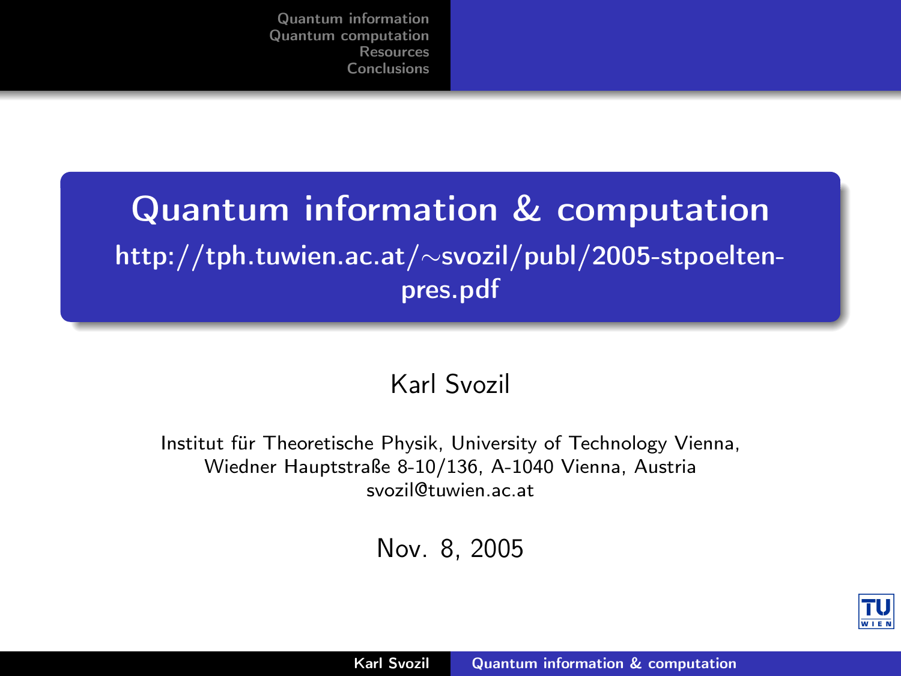# Quantum information & computation

http://tph.tuwien.ac.at/~svozil/publ/2005-stpoelten-pres.pdf

Karl Svozil

Institut für Theoretische Physik, University of Technology Vienna,
Wiedner Hauptstraße 8-10/136, A-1040 Vienna, Austria
svozil@tuwien.ac.at

Nov. 8, 2005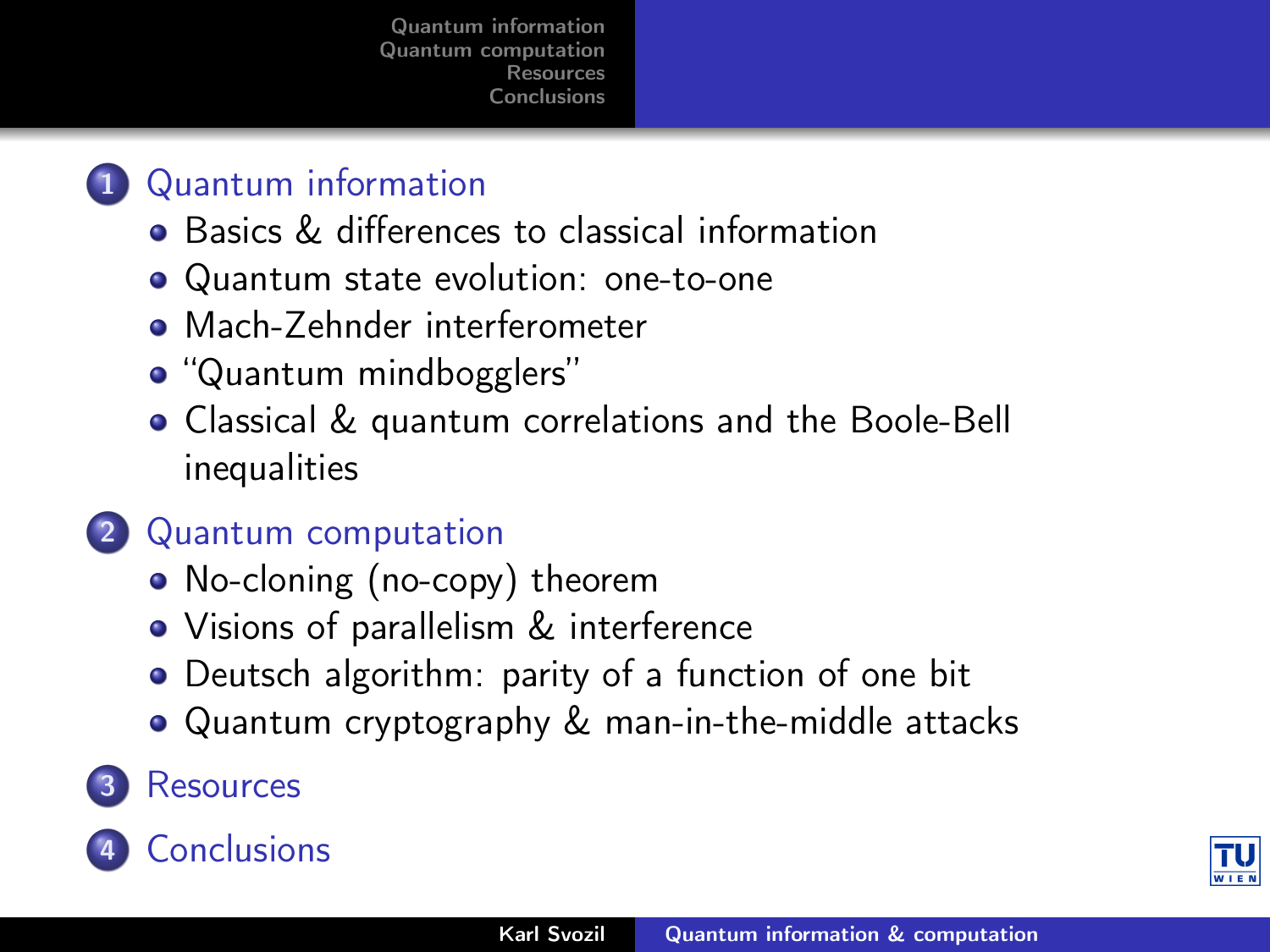1. Quantum information
   - Basics & differences to classical information
   - Quantum state evolution: one-to-one
   - Mach-Zehnder interferometer
   - "Quantum mindbogglers"
   - Classical & quantum correlations and the Boole-Bell inequalities
2. Quantum computation
   - No-cloning (no-copy) theorem
   - Visions of parallelism & interference
   - Deutsch algorithm: parity of a function of one bit
   - Quantum cryptography & man-in-the-middle attacks
3. Resources
4. Conclusions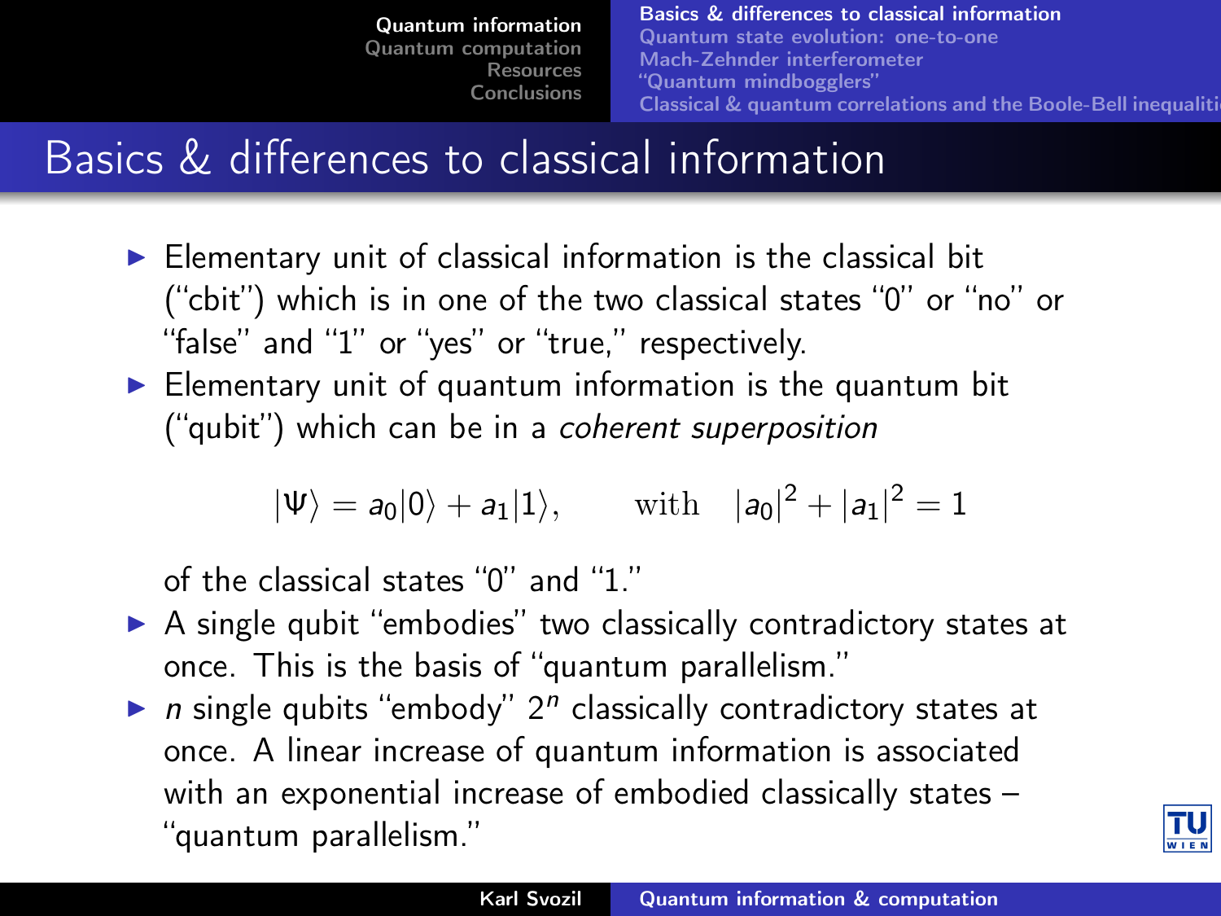# Basics & differences to classical information

- Elementary unit of classical information is the classical bit ("cbit") which is in one of the two classical states "0" or "no" or "false" and "1" or "yes" or "true," respectively.
- Elementary unit of quantum information is the quantum bit ("qubit") which can be in a *coherent superposition*

  $$|\Psi\rangle = a_0|0\rangle + a_1|1\rangle, \qquad \text{with} \quad |a_0|^2 + |a_1|^2 = 1$$

  of the classical states "0" and "1."
- A single qubit "embodies" two classically contradictory states at once. This is the basis of "quantum parallelism."
- $n$ single qubits "embody" $2^n$ classically contradictory states at once. A linear increase of quantum information is associated with an exponential increase of embodied classically states – "quantum parallelism."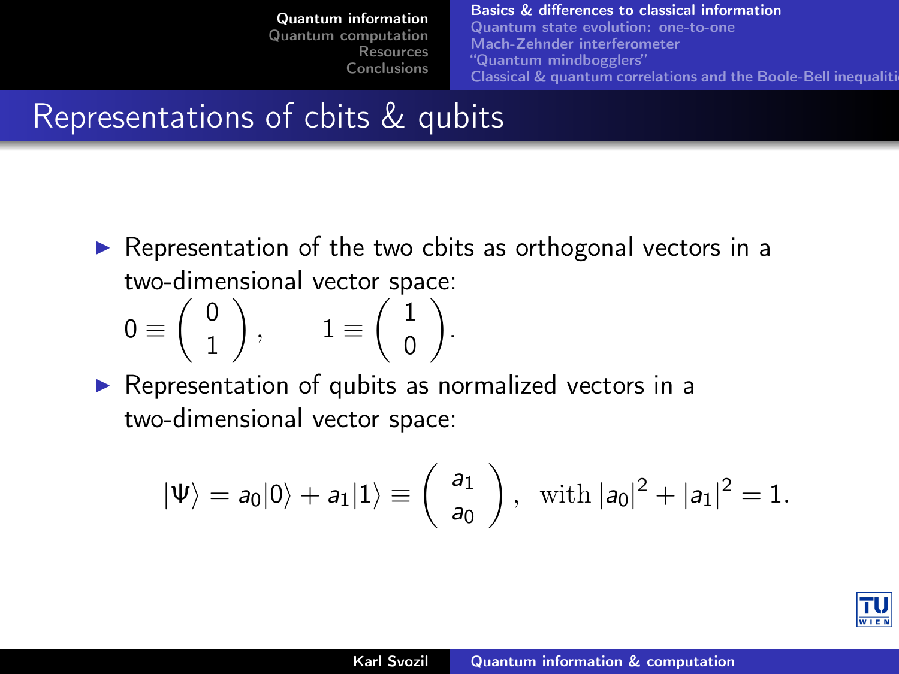# Representations of cbits & qubits

- Representation of the two cbits as orthogonal vectors in a two-dimensional vector space:
  $0 \equiv \begin{pmatrix} 0 \\ 1 \end{pmatrix}, \qquad 1 \equiv \begin{pmatrix} 1 \\ 0 \end{pmatrix}.$
- Representation of qubits as normalized vectors in a two-dimensional vector space:

$$|\Psi\rangle = a_0|0\rangle + a_1|1\rangle \equiv \begin{pmatrix} a_1 \\ a_0 \end{pmatrix}, \text{ with } |a_0|^2 + |a_1|^2 = 1.$$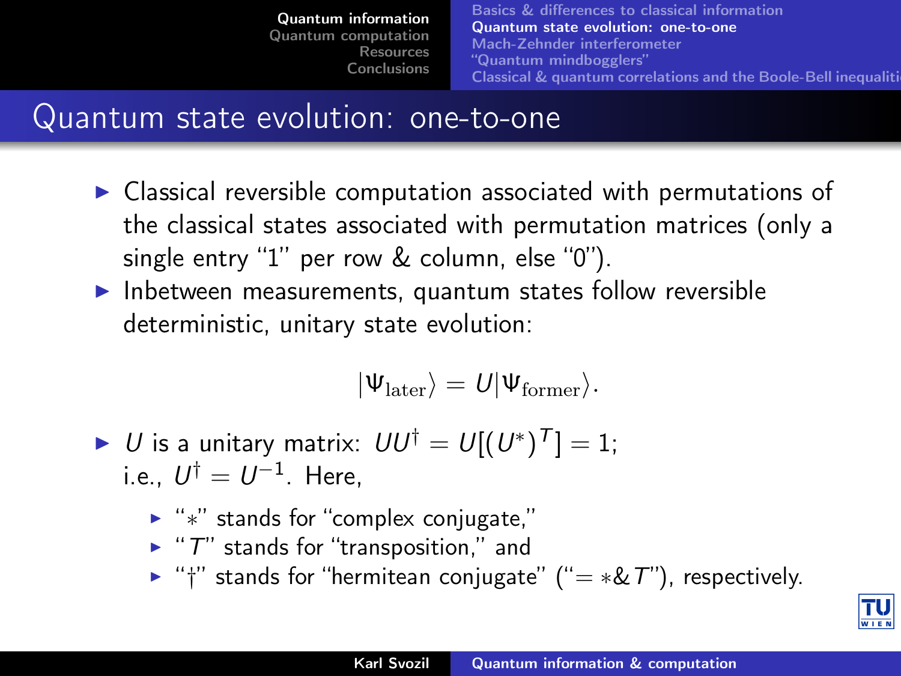## Quantum state evolution: one-to-one

- Classical reversible computation associated with permutations of the classical states associated with permutation matrices (only a single entry "1" per row & column, else "0").
- Inbetween measurements, quantum states follow reversible deterministic, unitary state evolution:

$$|\Psi_{\text{later}}\rangle = U|\Psi_{\text{former}}\rangle.$$

- $U$ is a unitary matrix: $UU^\dagger = U[(U^*)^T] = 1$; i.e., $U^\dagger = U^{-1}$. Here,
  - "$*$" stands for "complex conjugate,"
  - "$T$" stands for "transposition," and
  - "$\dagger$" stands for "hermitean conjugate" ("$= * \& T$"), respectively.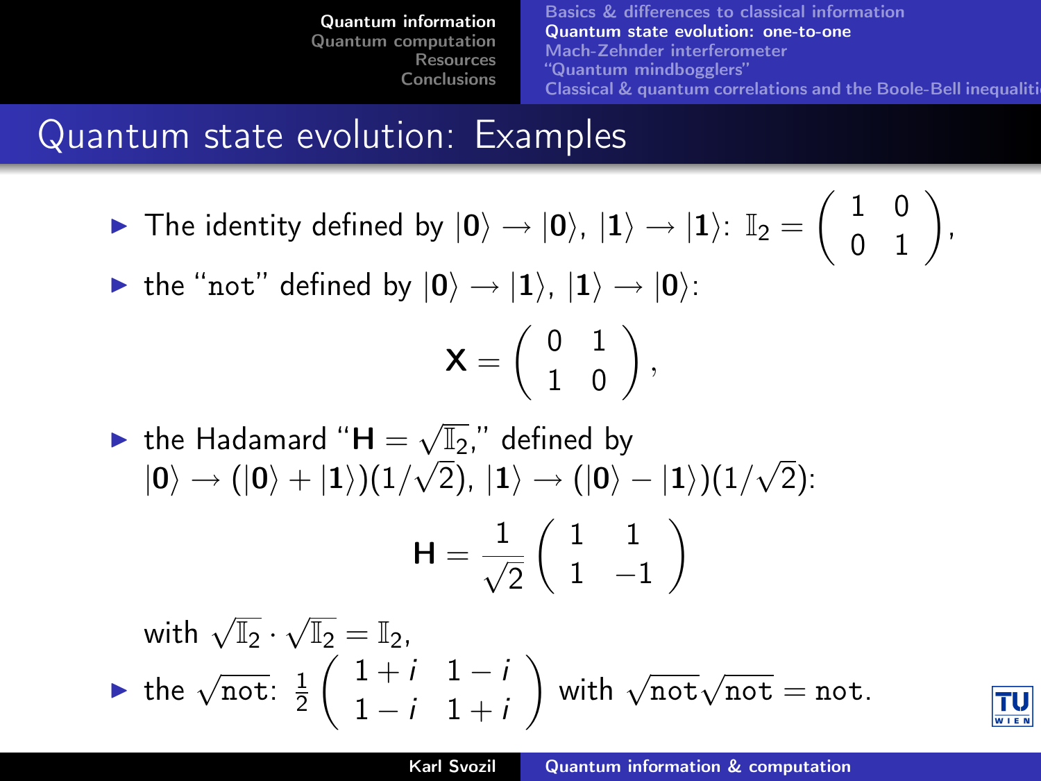## Quantum state evolution: Examples

- The identity defined by $|\mathbf{0}\rangle \to |\mathbf{0}\rangle$, $|\mathbf{1}\rangle \to |\mathbf{1}\rangle$: $\mathbb{I}_2 = \begin{pmatrix} 1 & 0 \\ 0 & 1 \end{pmatrix}$,
- the "not" defined by $|\mathbf{0}\rangle \to |\mathbf{1}\rangle$, $|\mathbf{1}\rangle \to |\mathbf{0}\rangle$:

$$\mathbf{X} = \begin{pmatrix} 0 & 1 \\ 1 & 0 \end{pmatrix},$$

- the Hadamard "$\mathbf{H} = \sqrt{\mathbb{I}_2}$," defined by $|\mathbf{0}\rangle \to (|\mathbf{0}\rangle + |\mathbf{1}\rangle)(1/\sqrt{2})$, $|\mathbf{1}\rangle \to (|\mathbf{0}\rangle - |\mathbf{1}\rangle)(1/\sqrt{2})$:

$$\mathbf{H} = \frac{1}{\sqrt{2}} \begin{pmatrix} 1 & 1 \\ 1 & -1 \end{pmatrix}$$

  with $\sqrt{\mathbb{I}_2} \cdot \sqrt{\mathbb{I}_2} = \mathbb{I}_2$,
- the $\sqrt{\texttt{not}}$: $\frac{1}{2} \begin{pmatrix} 1+i & 1-i \\ 1-i & 1+i \end{pmatrix}$ with $\sqrt{\texttt{not}}\sqrt{\texttt{not}} = \texttt{not}$.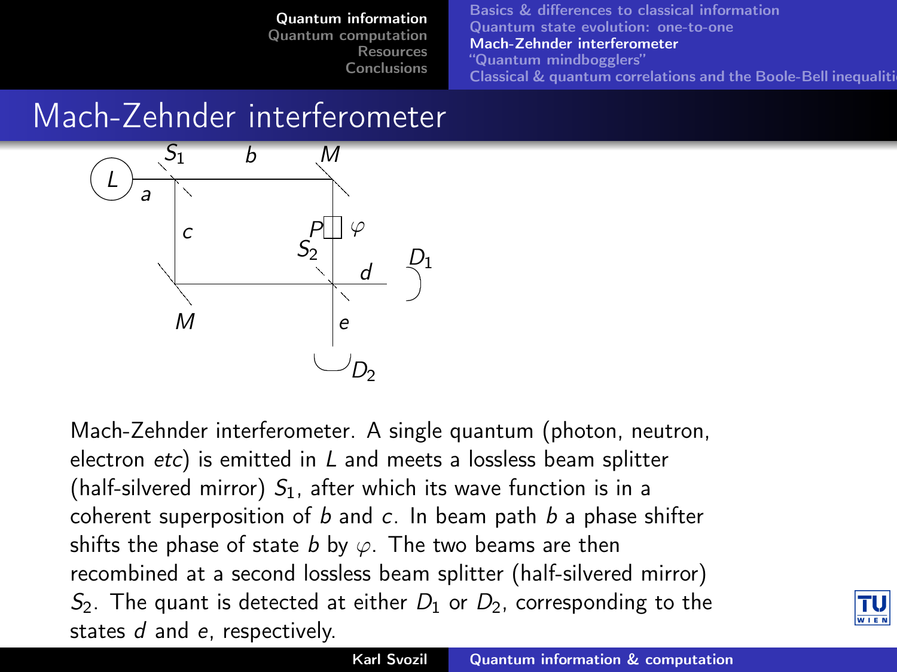# Mach-Zehnder interferometer

Mach-Zehnder interferometer. A single quantum (photon, neutron, electron *etc*) is emitted in $L$ and meets a lossless beam splitter (half-silvered mirror) $S_1$, after which its wave function is in a coherent superposition of $b$ and $c$. In beam path $b$ a phase shifter shifts the phase of state $b$ by $\varphi$. The two beams are then recombined at a second lossless beam splitter (half-silvered mirror) $S_2$. The quant is detected at either $D_1$ or $D_2$, corresponding to the states $d$ and $e$, respectively.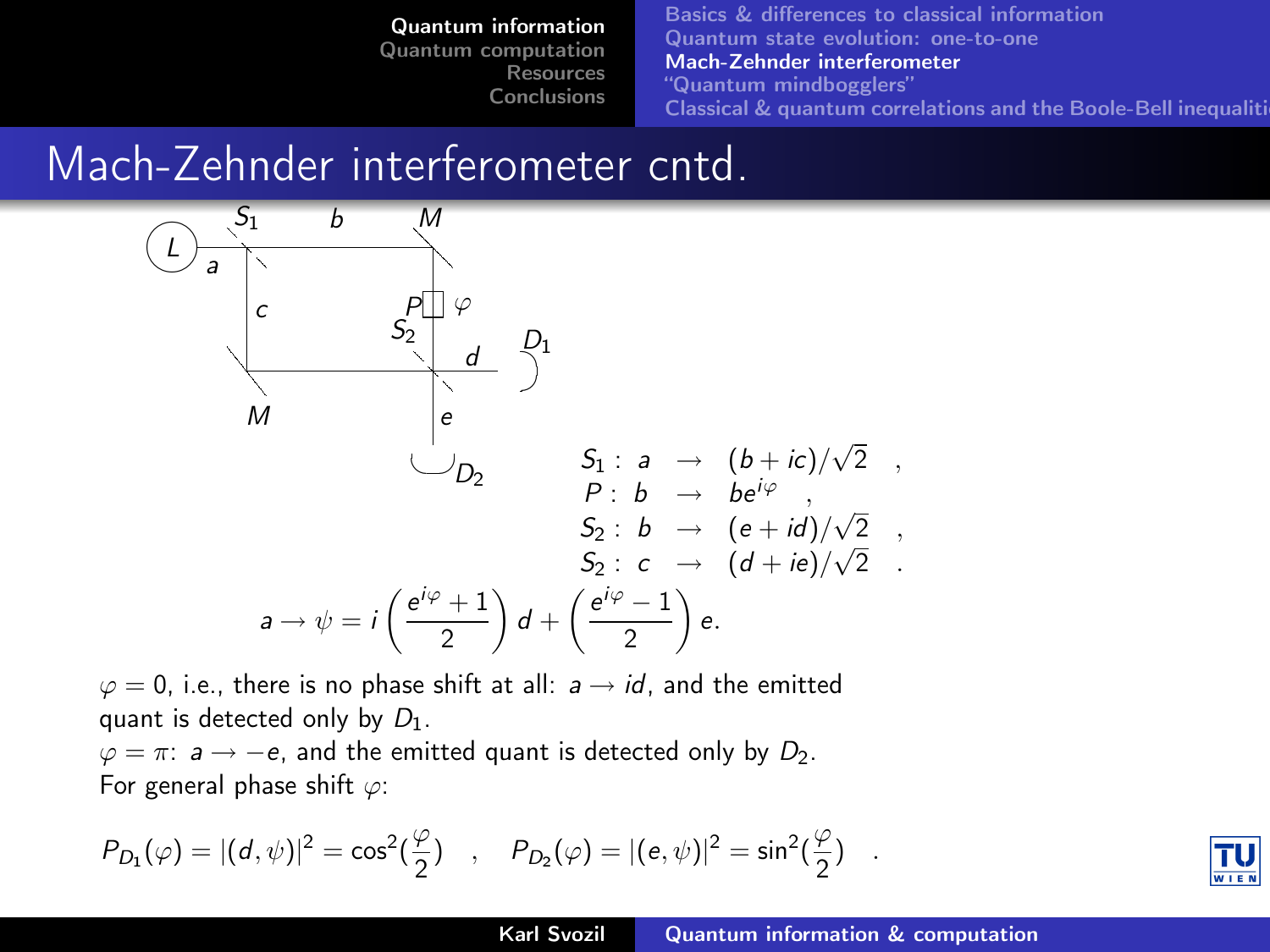# Mach-Zehnder interferometer cntd.

$$
\begin{aligned}
S_1: \; a &\rightarrow (b + ic)/\sqrt{2} \quad , \\
P: \; b &\rightarrow b e^{i\varphi} \quad , \\
S_2: \; b &\rightarrow (e + id)/\sqrt{2} \quad , \\
S_2: \; c &\rightarrow (d + ie)/\sqrt{2} \quad .
\end{aligned}
$$

$$
a \rightarrow \psi = i\left(\frac{e^{i\varphi}+1}{2}\right) d + \left(\frac{e^{i\varphi}-1}{2}\right) e.
$$

$\varphi = 0$, i.e., there is no phase shift at all: $a \rightarrow id$, and the emitted quant is detected only by $D_1$.

$\varphi = \pi$: $a \rightarrow -e$, and the emitted quant is detected only by $D_2$.

For general phase shift $\varphi$:

$$
P_{D_1}(\varphi) = |(d,\psi)|^2 = \cos^2\left(\frac{\varphi}{2}\right) \quad , \quad P_{D_2}(\varphi) = |(e,\psi)|^2 = \sin^2\left(\frac{\varphi}{2}\right) \quad .
$$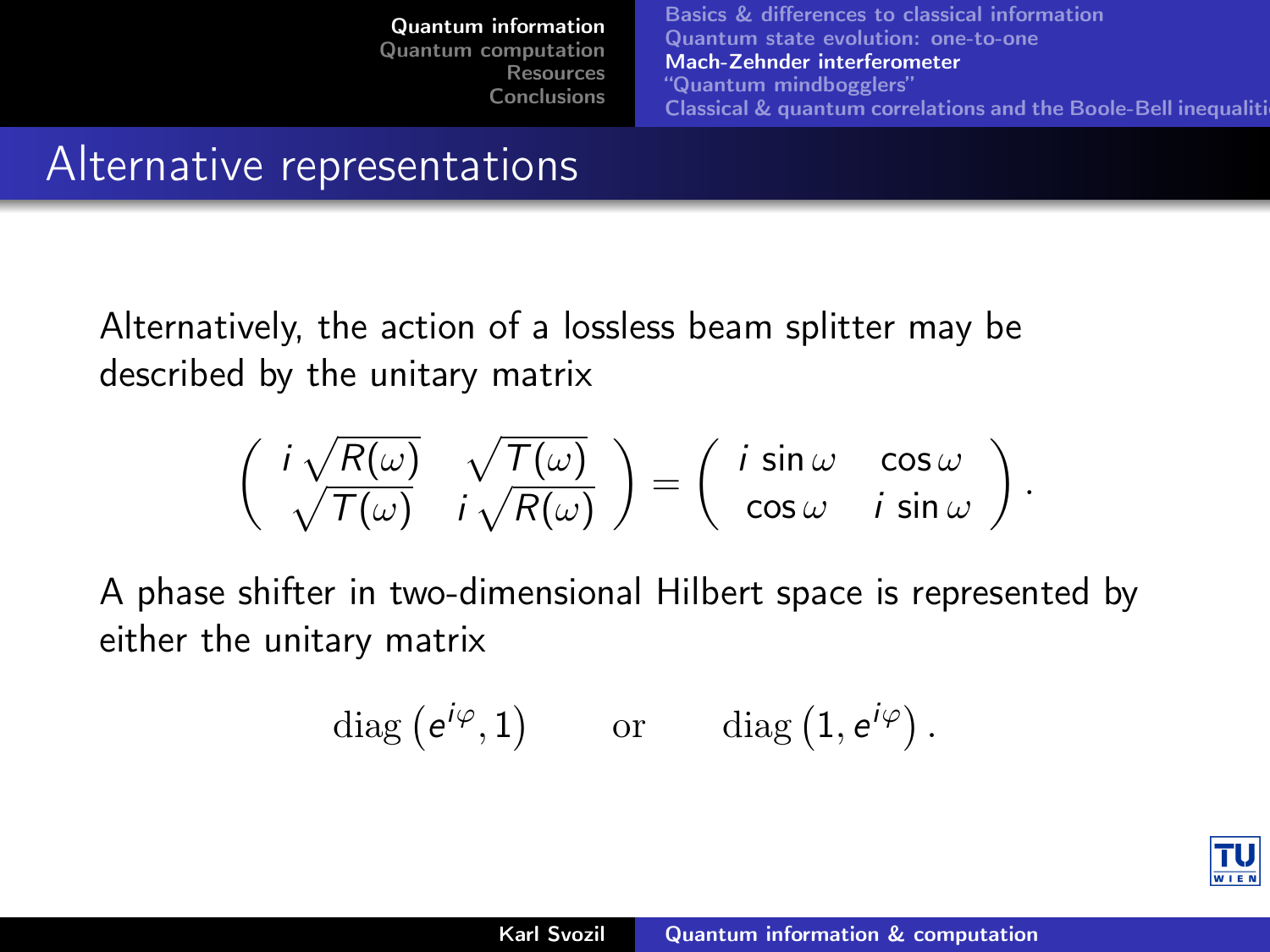## Alternative representations

Alternatively, the action of a lossless beam splitter may be described by the unitary matrix

$$
\begin{pmatrix} i\sqrt{R(\omega)} & \sqrt{T(\omega)} \\ \sqrt{T(\omega)} & i\sqrt{R(\omega)} \end{pmatrix} = \begin{pmatrix} i\sin\omega & \cos\omega \\ \cos\omega & i\sin\omega \end{pmatrix}.
$$

A phase shifter in two-dimensional Hilbert space is represented by either the unitary matrix

$$
\mathrm{diag}\left(e^{i\varphi}, 1\right) \qquad \text{or} \qquad \mathrm{diag}\left(1, e^{i\varphi}\right).
$$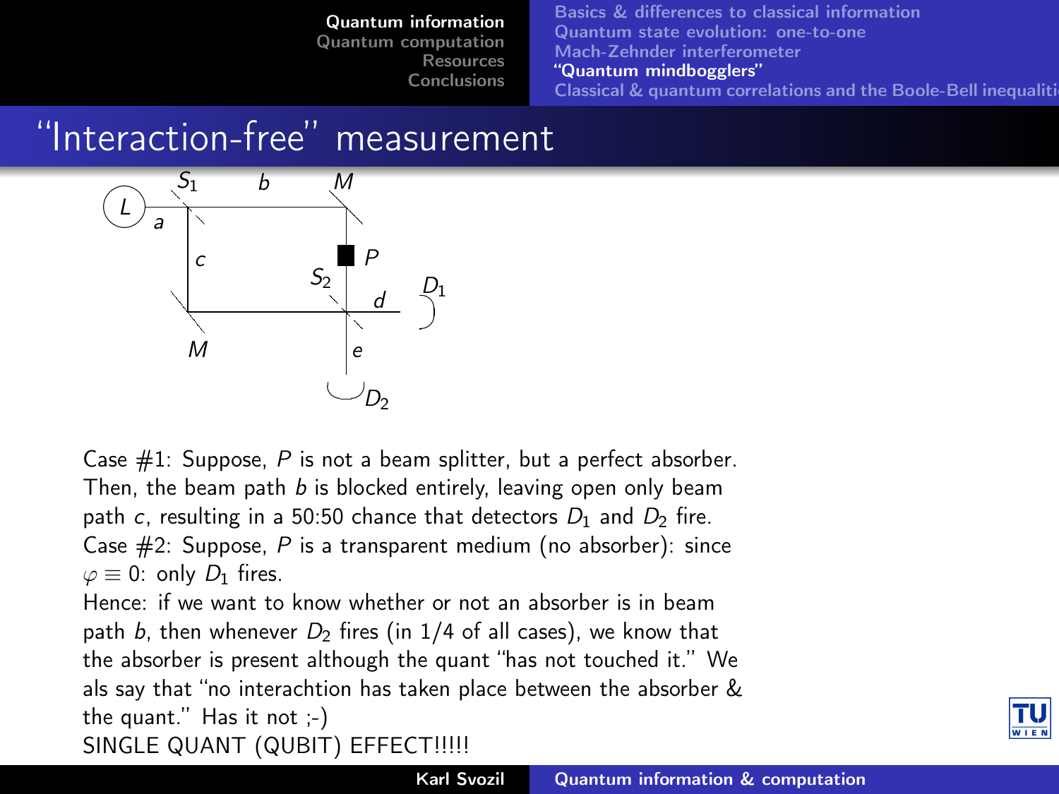## "Interaction-free" measurement

Case #1: Suppose, $P$ is not a beam splitter, but a perfect absorber. Then, the beam path $b$ is blocked entirely, leaving open only beam path $c$, resulting in a 50:50 chance that detectors $D_1$ and $D_2$ fire.
Case #2: Suppose, $P$ is a transparent medium (no absorber): since $\varphi \equiv 0$: only $D_1$ fires.
Hence: if we want to know whether or not an absorber is in beam path $b$, then whenever $D_2$ fires (in 1/4 of all cases), we know that the absorber is present although the quant "has not touched it." We als say that "no interachtion has taken place between the absorber & the quant." Has it not ;-)
SINGLE QUANT (QUBIT) EFFECT!!!!!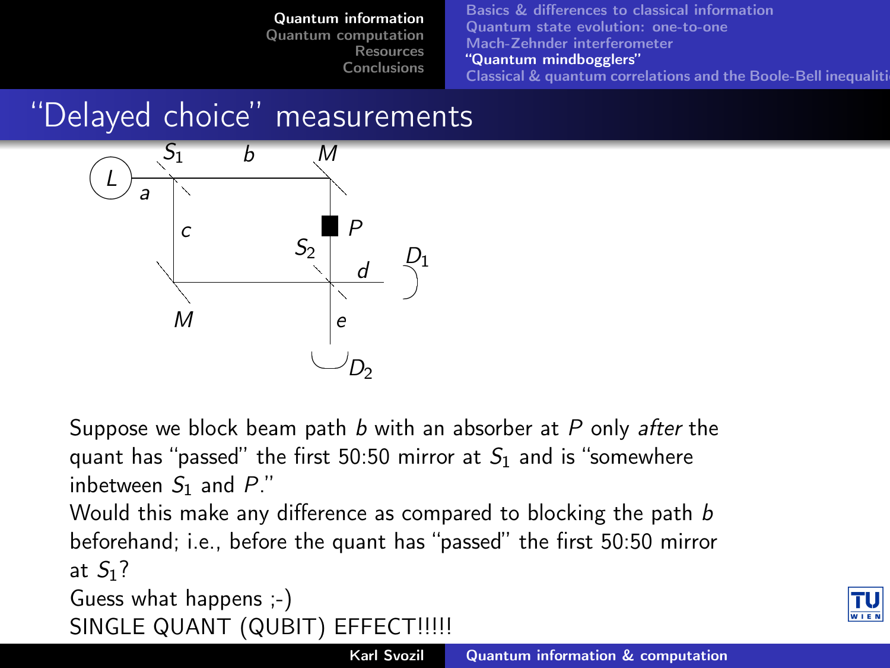# "Delayed choice" measurements

Suppose we block beam path $b$ with an absorber at $P$ only *after* the quant has "passed" the first 50:50 mirror at $S_1$ and is "somewhere inbetween $S_1$ and $P$."

Would this make any difference as compared to blocking the path $b$ beforehand; i.e., before the quant has "passed" the first 50:50 mirror at $S_1$?

Guess what happens ;-)

SINGLE QUANT (QUBIT) EFFECT!!!!!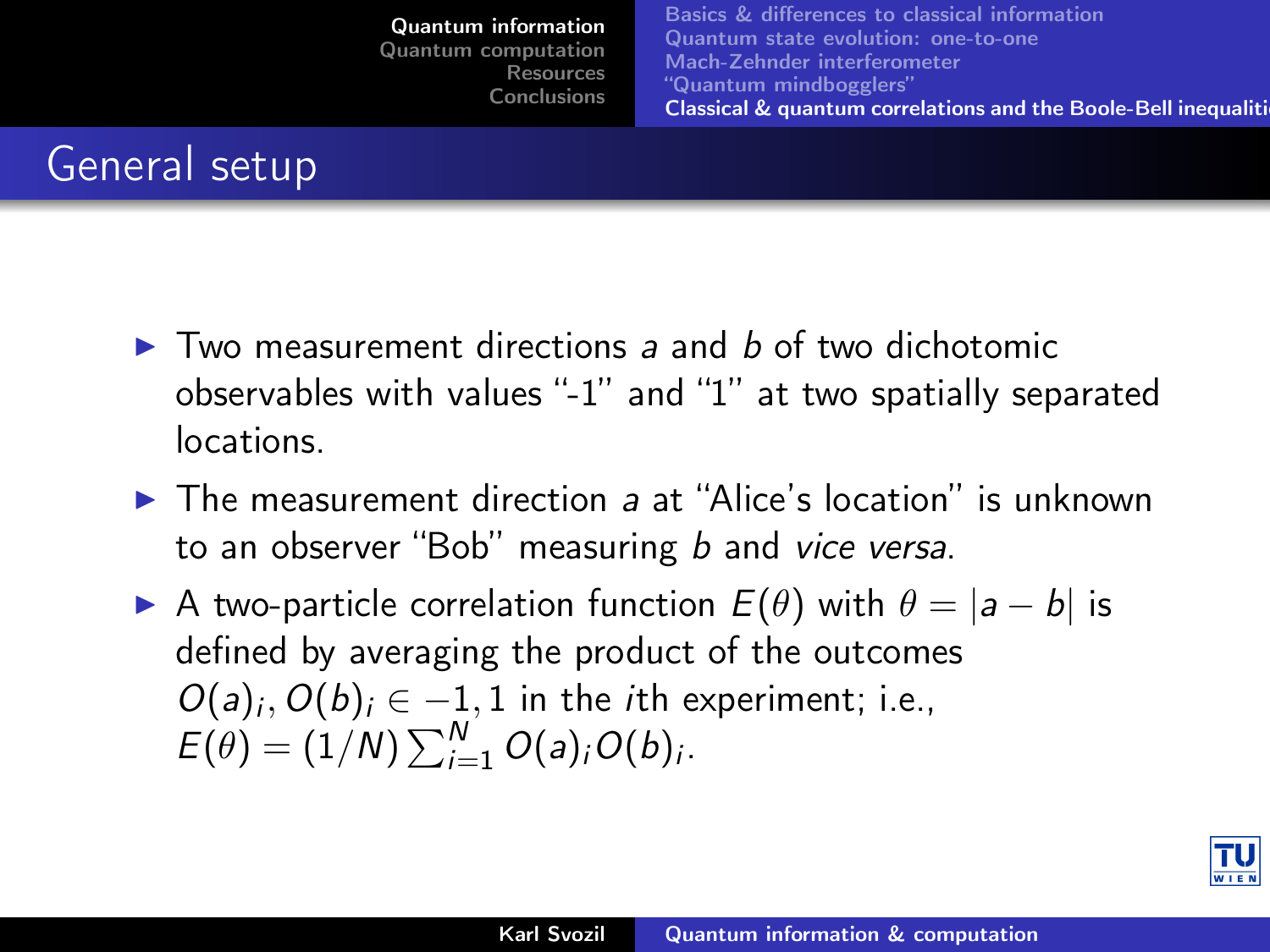## General setup

- Two measurement directions $a$ and $b$ of two dichotomic observables with values "-1" and "1" at two spatially separated locations.
- The measurement direction $a$ at "Alice's location" is unknown to an observer "Bob" measuring $b$ and *vice versa*.
- A two-particle correlation function $E(\theta)$ with $\theta = |a - b|$ is defined by averaging the product of the outcomes $O(a)_i, O(b)_i \in -1, 1$ in the $i$th experiment; i.e., $E(\theta) = (1/N)\sum_{i=1}^{N} O(a)_i O(b)_i$.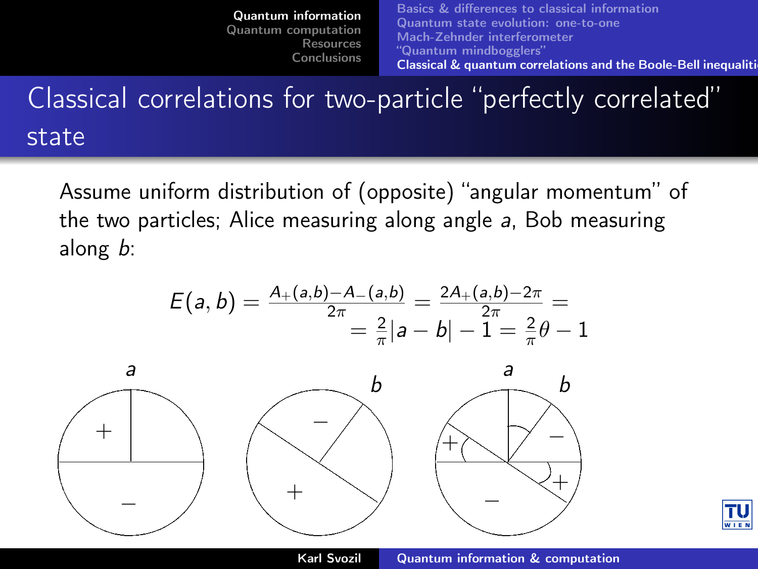## Classical correlations for two-particle "perfectly correlated" state

Assume uniform distribution of (opposite) "angular momentum" of the two particles; Alice measuring along angle $a$, Bob measuring along $b$:

$$E(a,b) = \frac{A_+(a,b) - A_-(a,b)}{2\pi} = \frac{2A_+(a,b) - 2\pi}{2\pi} = \\ = \frac{2}{\pi}|a-b| - 1 = \frac{2}{\pi}\theta - 1$$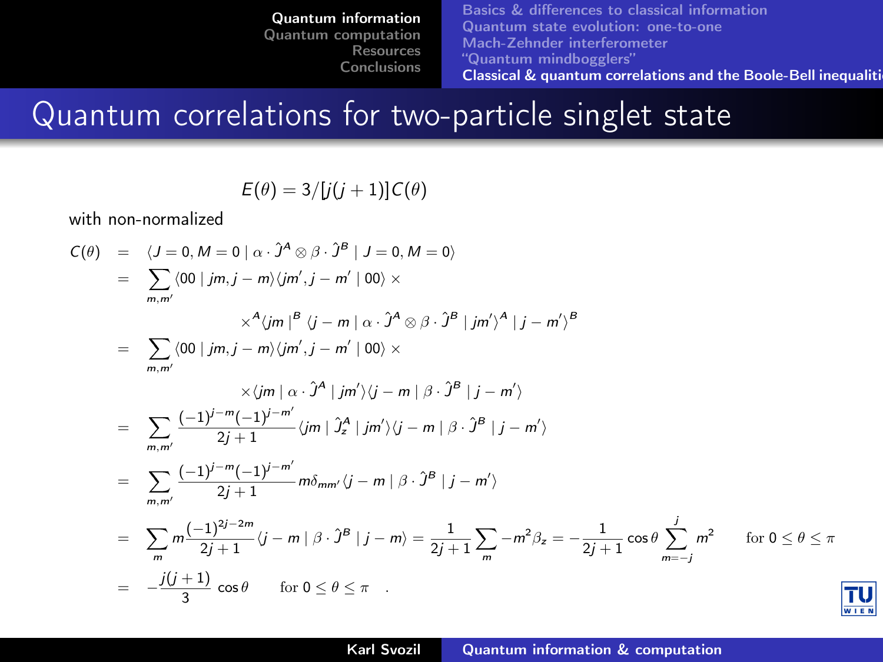## Quantum correlations for two-particle singlet state

$$E(\theta) = 3/[j(j+1)]C(\theta)$$

with non-normalized

$$
\begin{aligned}
C(\theta) &= \langle J=0, M=0 \mid \alpha \cdot \hat{J}^A \otimes \beta \cdot \hat{J}^B \mid J=0, M=0 \rangle \\
&= \sum_{m,m'} \langle 00 \mid jm, j-m \rangle \langle jm', j-m' \mid 00 \rangle \times \\
&\qquad \times {}^A\langle jm \mid^B \langle j-m \mid \alpha \cdot \hat{J}^A \otimes \beta \cdot \hat{J}^B \mid jm' \rangle^A \mid j-m' \rangle^B \\
&= \sum_{m,m'} \langle 00 \mid jm, j-m \rangle \langle jm', j-m' \mid 00 \rangle \times \\
&\qquad \times \langle jm \mid \alpha \cdot \hat{J}^A \mid jm' \rangle \langle j-m \mid \beta \cdot \hat{J}^B \mid j-m' \rangle \\
&= \sum_{m,m'} \frac{(-1)^{j-m}(-1)^{j-m'}}{2j+1} \langle jm \mid \hat{J}^A_z \mid jm' \rangle \langle j-m \mid \beta \cdot \hat{J}^B \mid j-m' \rangle \\
&= \sum_{m,m'} \frac{(-1)^{j-m}(-1)^{j-m'}}{2j+1} m \delta_{mm'} \langle j-m \mid \beta \cdot \hat{J}^B \mid j-m' \rangle \\
&= \sum_{m} m \frac{(-1)^{2j-2m}}{2j+1} \langle j-m \mid \beta \cdot \hat{J}^B \mid j-m \rangle = \frac{1}{2j+1} \sum_{m} -m^2 \beta_z = -\frac{1}{2j+1} \cos\theta \sum_{m=-j}^{j} m^2 \qquad \text{for } 0 \le \theta \le \pi \\
&= -\frac{j(j+1)}{3} \cos\theta \qquad \text{for } 0 \le \theta \le \pi \quad .
\end{aligned}
$$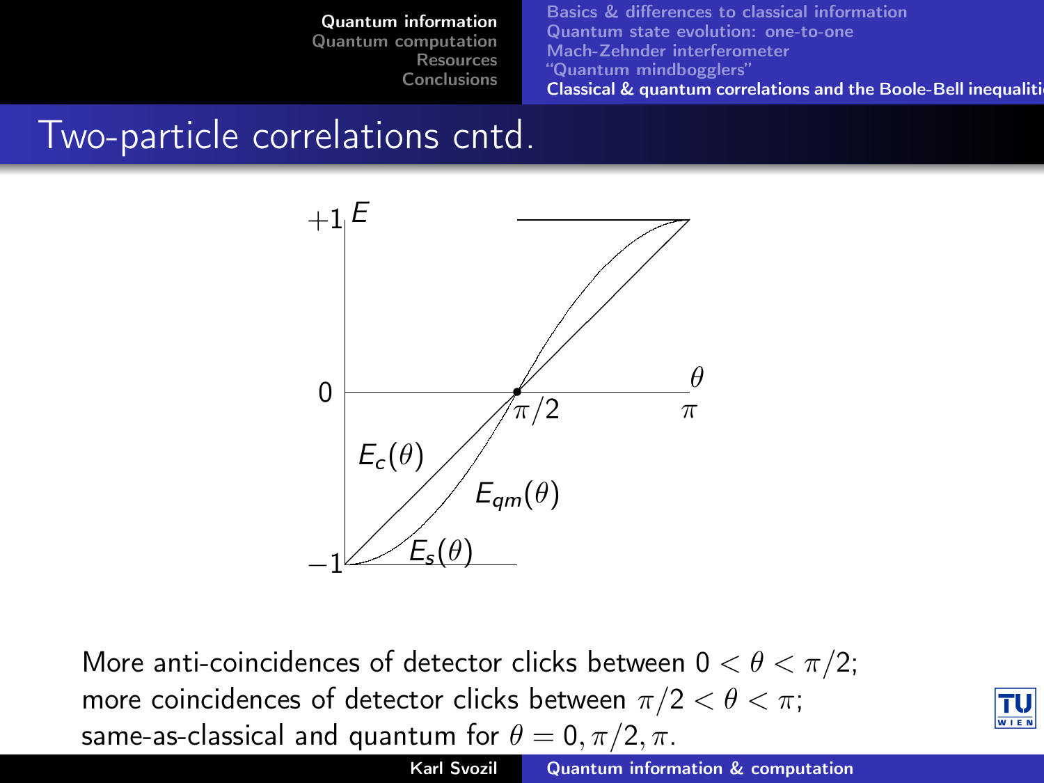## Two-particle correlations cntd.

More anti-coincidences of detector clicks between $0 < \theta < \pi/2$;
more coincidences of detector clicks between $\pi/2 < \theta < \pi$;
same-as-classical and quantum for $\theta = 0, \pi/2, \pi$.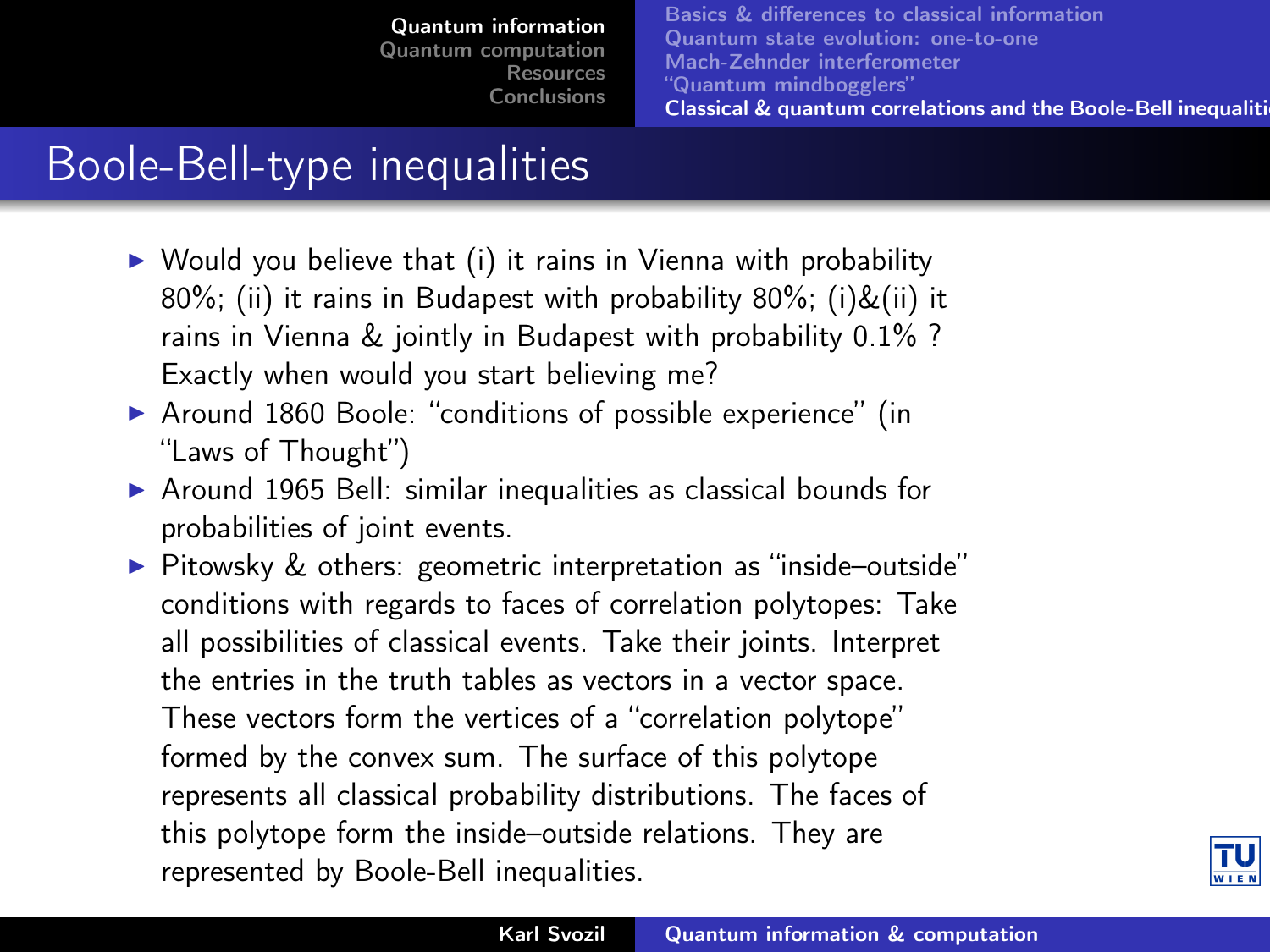# Boole-Bell-type inequalities

- Would you believe that (i) it rains in Vienna with probability 80%; (ii) it rains in Budapest with probability 80%; (i)&(ii) it rains in Vienna & jointly in Budapest with probability 0.1% ? Exactly when would you start believing me?
- Around 1860 Boole: "conditions of possible experience" (in "Laws of Thought")
- Around 1965 Bell: similar inequalities as classical bounds for probabilities of joint events.
- Pitowsky & others: geometric interpretation as "inside–outside" conditions with regards to faces of correlation polytopes: Take all possibilities of classical events. Take their joints. Interpret the entries in the truth tables as vectors in a vector space. These vectors form the vertices of a "correlation polytope" formed by the convex sum. The surface of this polytope represents all classical probability distributions. The faces of this polytope form the inside–outside relations. They are represented by Boole-Bell inequalities.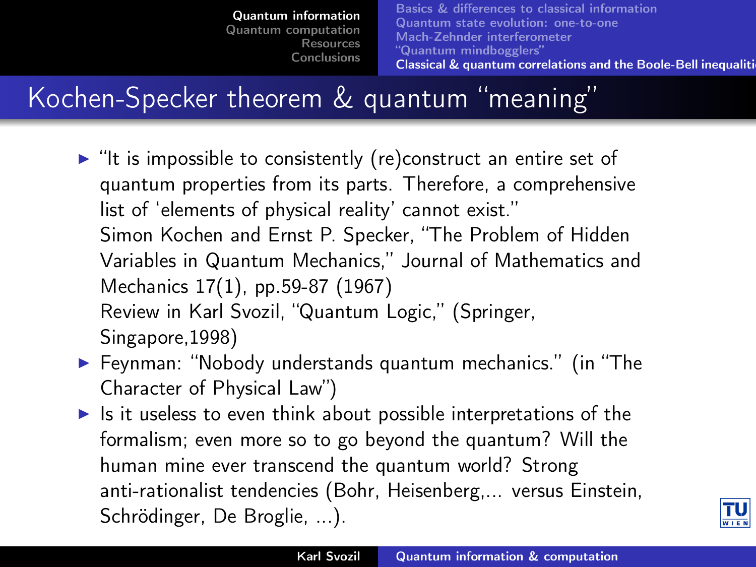# Kochen-Specker theorem & quantum "meaning"

- "It is impossible to consistently (re)construct an entire set of quantum properties from its parts. Therefore, a comprehensive list of 'elements of physical reality' cannot exist."
  Simon Kochen and Ernst P. Specker, "The Problem of Hidden Variables in Quantum Mechanics," Journal of Mathematics and Mechanics 17(1), pp.59-87 (1967)
  Review in Karl Svozil, "Quantum Logic," (Springer, Singapore,1998)
- Feynman: "Nobody understands quantum mechanics." (in "The Character of Physical Law")
- Is it useless to even think about possible interpretations of the formalism; even more so to go beyond the quantum? Will the human mine ever transcend the quantum world? Strong anti-rationalist tendencies (Bohr, Heisenberg,... versus Einstein, Schrödinger, De Broglie, ...).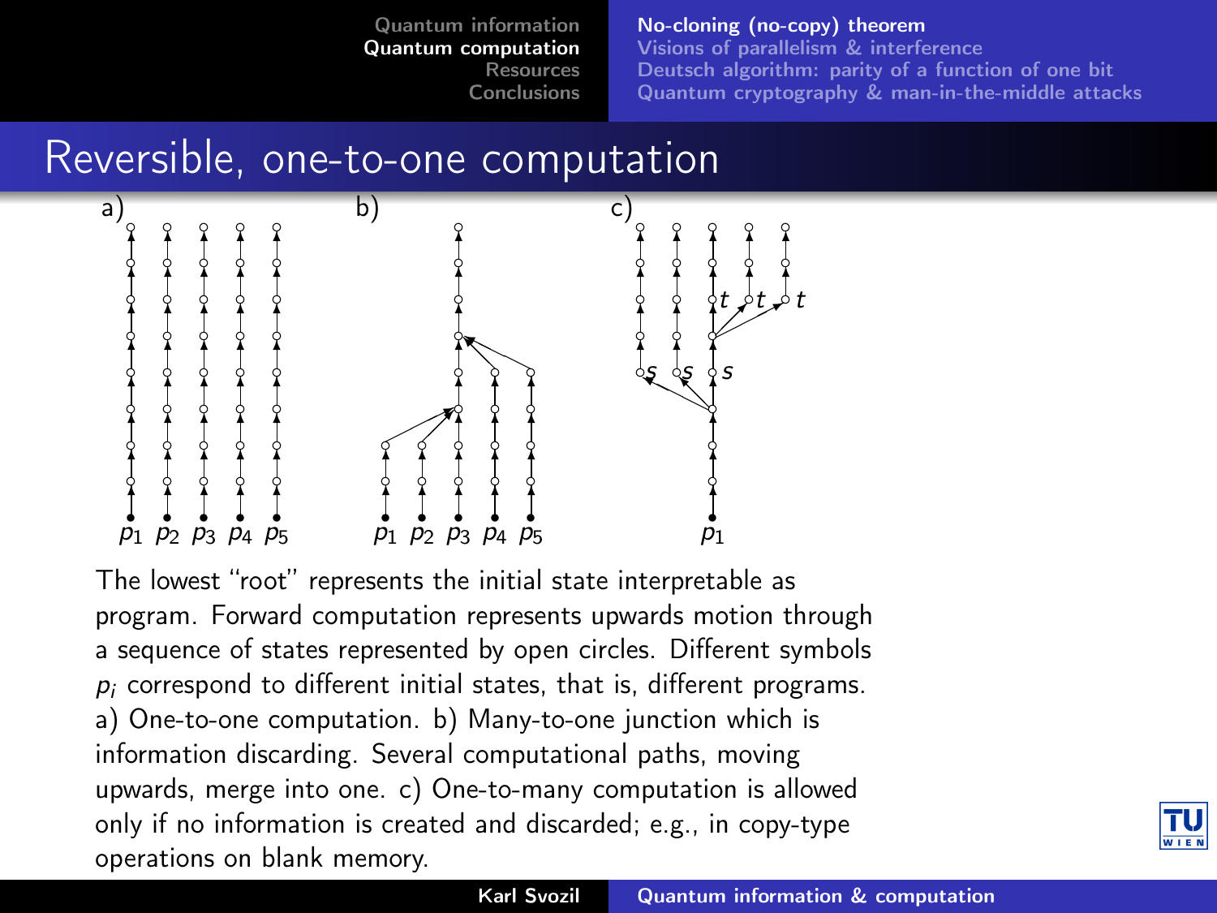## Reversible, one-to-one computation

The lowest "root" represents the initial state interpretable as program. Forward computation represents upwards motion through a sequence of states represented by open circles. Different symbols $p_i$ correspond to different initial states, that is, different programs. a) One-to-one computation. b) Many-to-one junction which is information discarding. Several computational paths, moving upwards, merge into one. c) One-to-many computation is allowed only if no information is created and discarded; e.g., in copy-type operations on blank memory.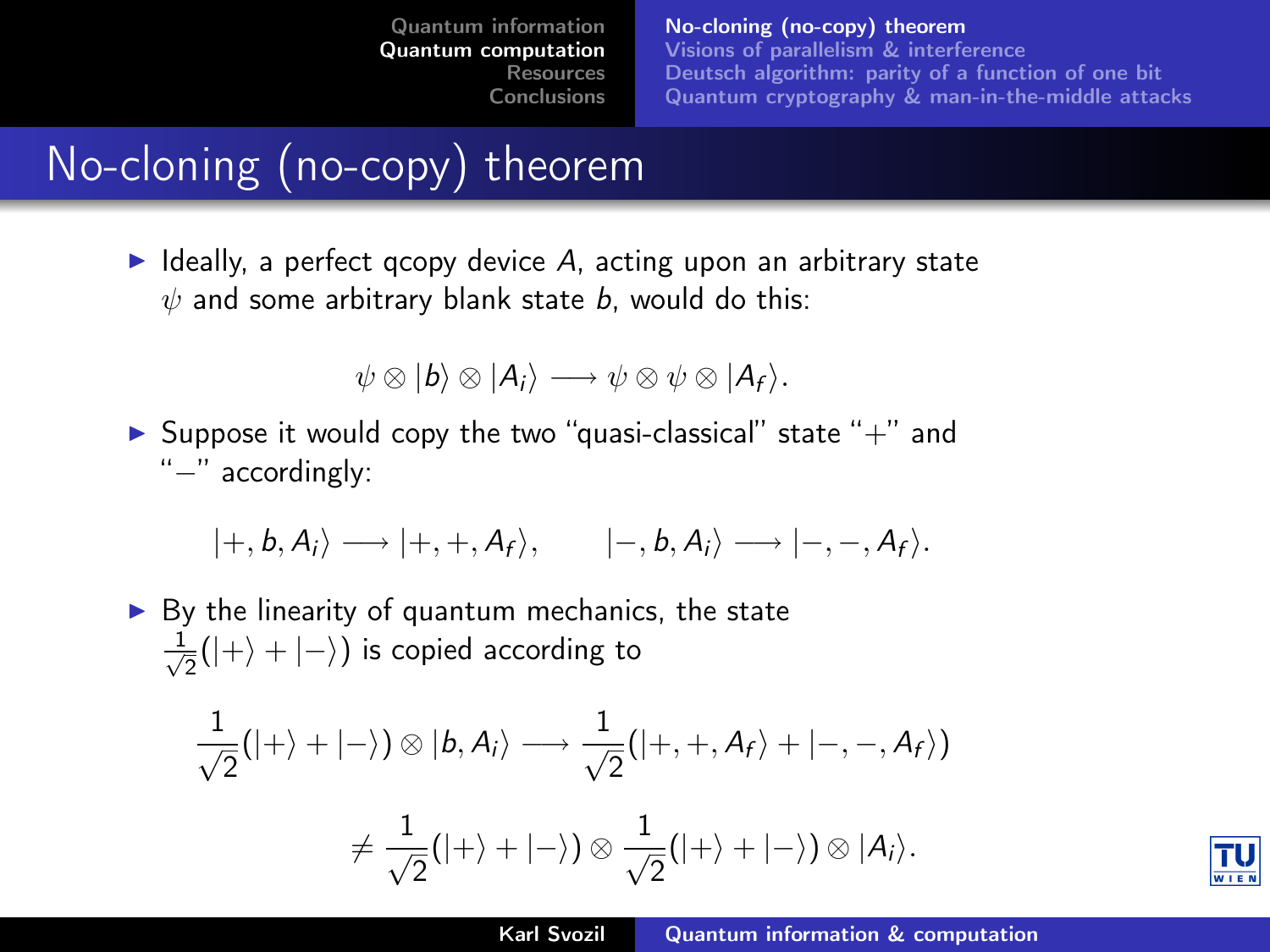# No-cloning (no-copy) theorem

- Ideally, a perfect qcopy device $A$, acting upon an arbitrary state $\psi$ and some arbitrary blank state $b$, would do this:

$$\psi \otimes |b\rangle \otimes |A_i\rangle \longrightarrow \psi \otimes \psi \otimes |A_f\rangle.$$

- Suppose it would copy the two "quasi-classical" state "$+$" and "$-$" accordingly:

$$|+, b, A_i\rangle \longrightarrow |+, +, A_f\rangle, \qquad |-, b, A_i\rangle \longrightarrow |-, -, A_f\rangle.$$

- By the linearity of quantum mechanics, the state $\frac{1}{\sqrt{2}}(|+\rangle + |-\rangle)$ is copied according to

$$\frac{1}{\sqrt{2}}(|+\rangle + |-\rangle) \otimes |b, A_i\rangle \longrightarrow \frac{1}{\sqrt{2}}(|+, +, A_f\rangle + |-, -, A_f\rangle)$$

$$\neq \frac{1}{\sqrt{2}}(|+\rangle + |-\rangle) \otimes \frac{1}{\sqrt{2}}(|+\rangle + |-\rangle) \otimes |A_i\rangle.$$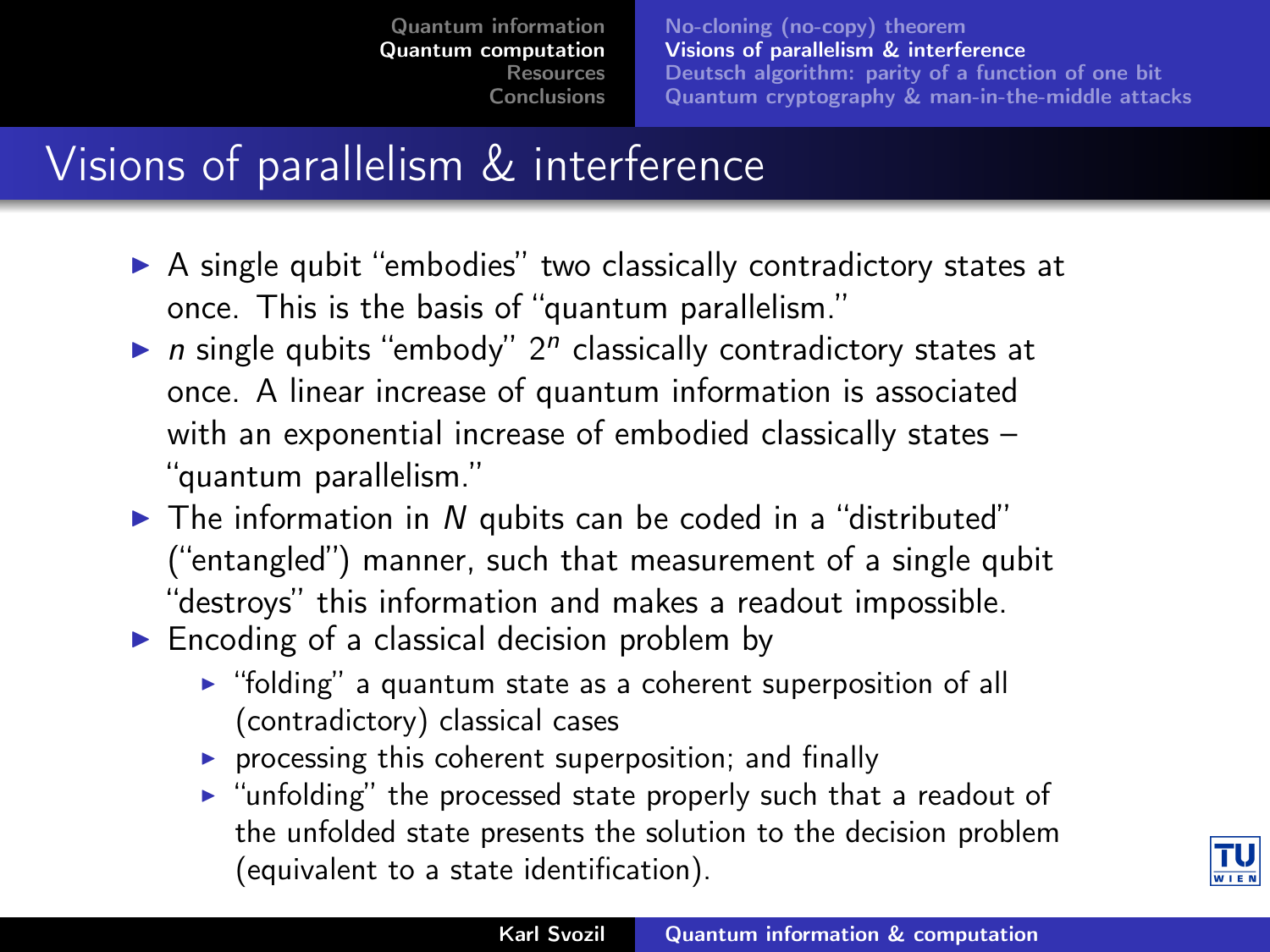# Visions of parallelism & interference

- A single qubit "embodies" two classically contradictory states at once. This is the basis of "quantum parallelism."
- $n$ single qubits "embody" $2^n$ classically contradictory states at once. A linear increase of quantum information is associated with an exponential increase of embodied classically states – "quantum parallelism."
- The information in $N$ qubits can be coded in a "distributed" ("entangled") manner, such that measurement of a single qubit "destroys" this information and makes a readout impossible.
- Encoding of a classical decision problem by
  - "folding" a quantum state as a coherent superposition of all (contradictory) classical cases
  - processing this coherent superposition; and finally
  - "unfolding" the processed state properly such that a readout of the unfolded state presents the solution to the decision problem (equivalent to a state identification).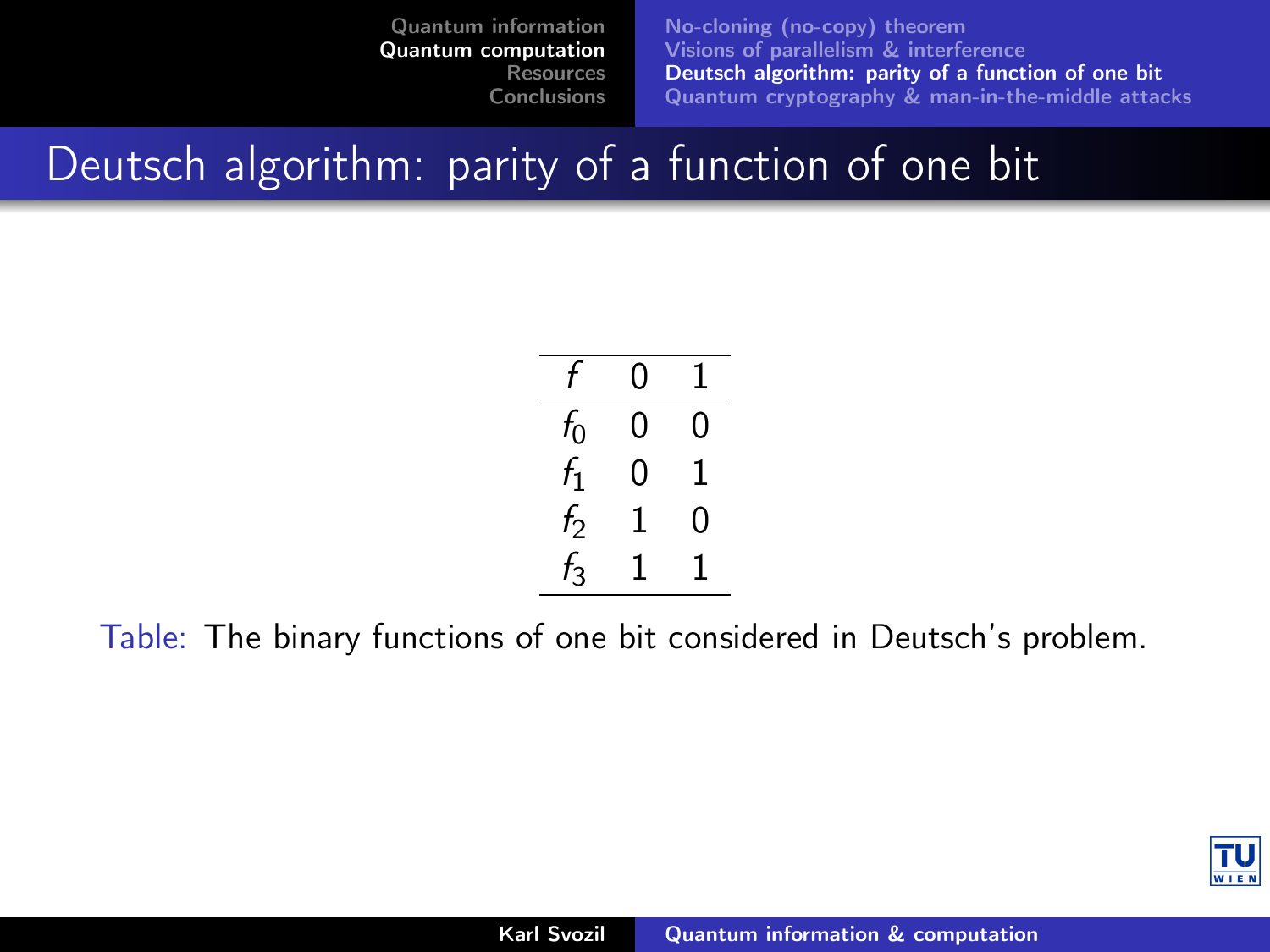# Deutsch algorithm: parity of a function of one bit

| $f$ | 0 | 1 |
|---|---|---|
| $f_0$ | 0 | 0 |
| $f_1$ | 0 | 1 |
| $f_2$ | 1 | 0 |
| $f_3$ | 1 | 1 |

Table: The binary functions of one bit considered in Deutsch's problem.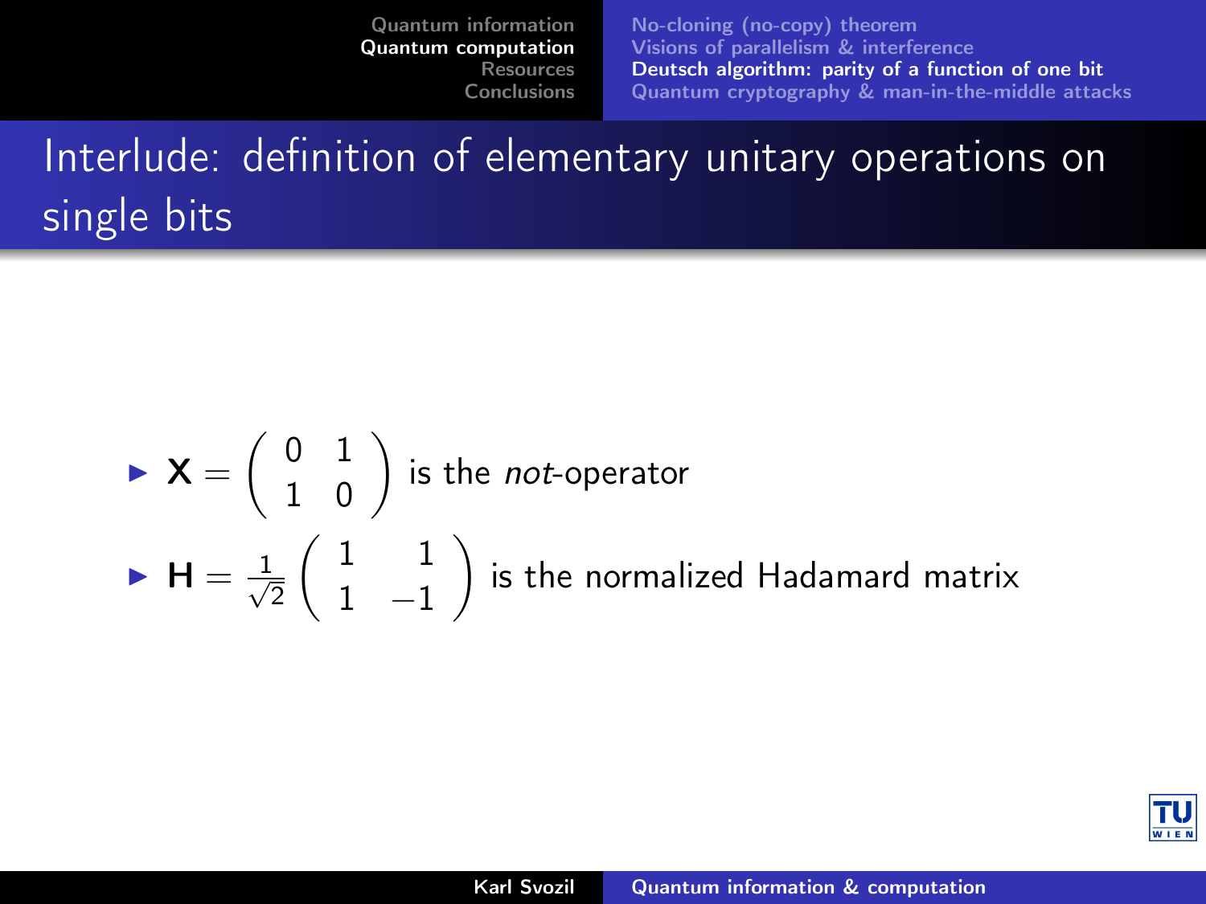# Interlude: definition of elementary unitary operations on single bits

- $\mathbf{X} = \begin{pmatrix} 0 & 1 \\ 1 & 0 \end{pmatrix}$ is the *not*-operator
- $\mathbf{H} = \frac{1}{\sqrt{2}} \begin{pmatrix} 1 & 1 \\ 1 & -1 \end{pmatrix}$ is the normalized Hadamard matrix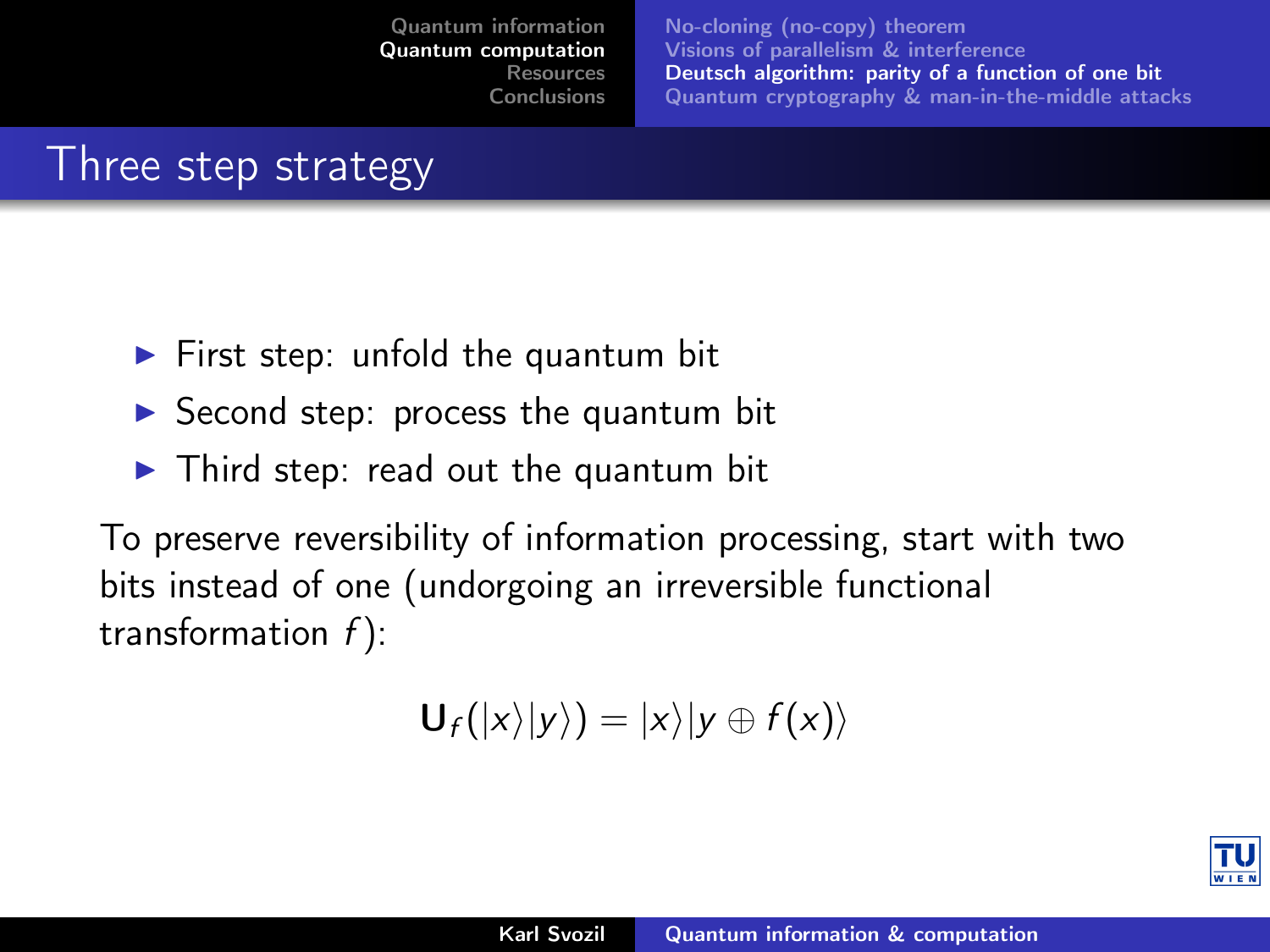# Three step strategy

- First step: unfold the quantum bit
- Second step: process the quantum bit
- Third step: read out the quantum bit

To preserve reversibility of information processing, start with two bits instead of one (undorgoing an irreversible functional transformation $f$):

$$\mathbf{U}_f(|x\rangle|y\rangle) = |x\rangle|y \oplus f(x)\rangle$$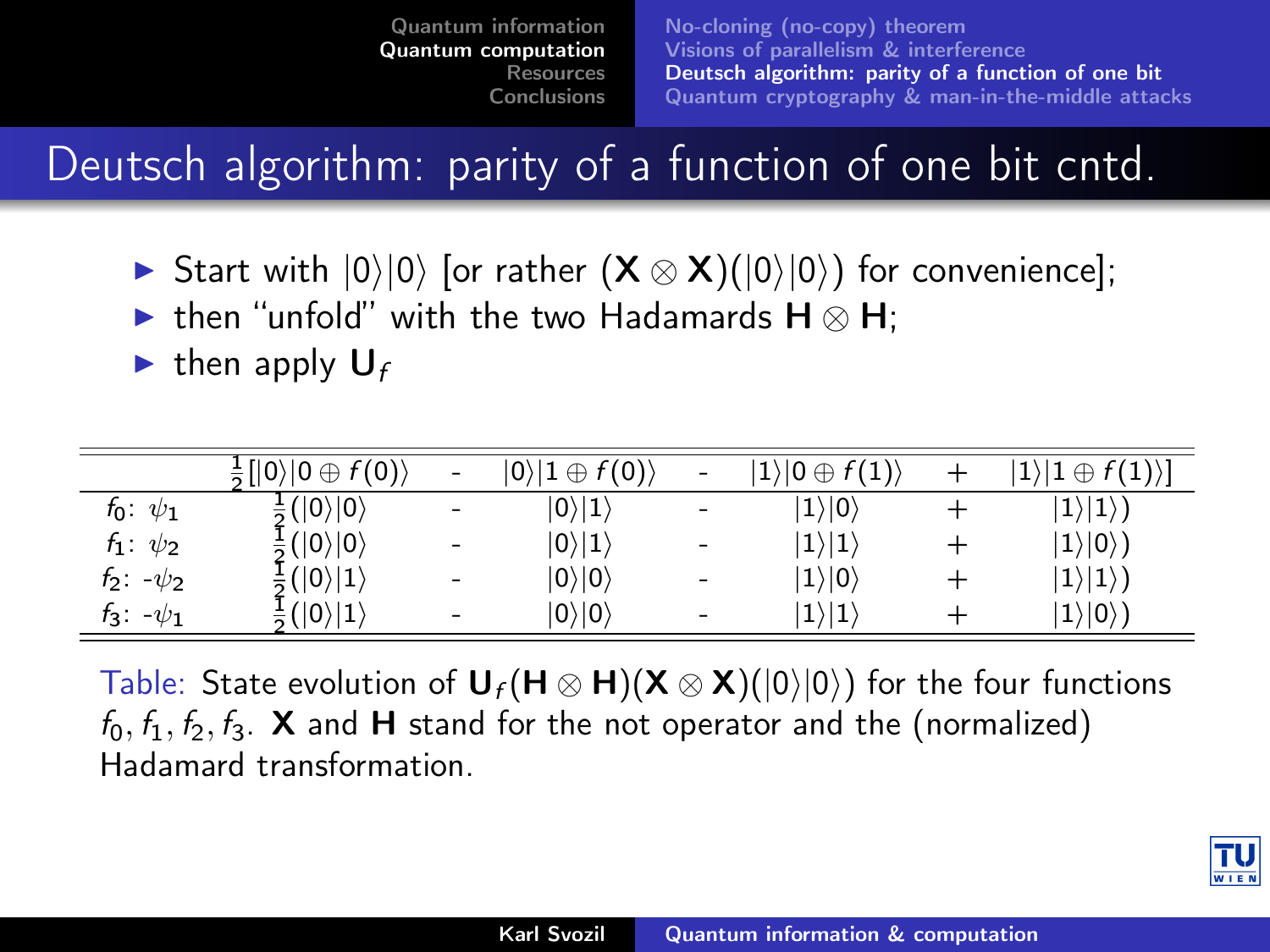## Deutsch algorithm: parity of a function of one bit cntd.

- Start with $|0\rangle|0\rangle$ [or rather $(\mathbf{X} \otimes \mathbf{X})(|0\rangle|0\rangle)$ for convenience];
- then "unfold" with the two Hadamards $\mathbf{H} \otimes \mathbf{H}$;
- then apply $\mathbf{U}_f$

| | $\frac{1}{2}[\|0\rangle\|0 \oplus f(0)\rangle$ | - | $\|0\rangle\|1 \oplus f(0)\rangle$ | - | $\|1\rangle\|0 \oplus f(1)\rangle$ | + | $\|1\rangle\|1 \oplus f(1)\rangle]$ |
|---|---|---|---|---|---|---|---|
| $f_0$: $\psi_1$ | $\frac{1}{2}(\|0\rangle\|0\rangle$ | - | $\|0\rangle\|1\rangle$ | - | $\|1\rangle\|0\rangle$ | + | $\|1\rangle\|1\rangle)$ |
| $f_1$: $\psi_2$ | $\frac{1}{2}(\|0\rangle\|0\rangle$ | - | $\|0\rangle\|1\rangle$ | - | $\|1\rangle\|1\rangle$ | + | $\|1\rangle\|0\rangle)$ |
| $f_2$: $-\psi_2$ | $\frac{1}{2}(\|0\rangle\|1\rangle$ | - | $\|0\rangle\|0\rangle$ | - | $\|1\rangle\|0\rangle$ | + | $\|1\rangle\|1\rangle)$ |
| $f_3$: $-\psi_1$ | $\frac{1}{2}(\|0\rangle\|1\rangle$ | - | $\|0\rangle\|0\rangle$ | - | $\|1\rangle\|1\rangle$ | + | $\|1\rangle\|0\rangle)$ |

Table: State evolution of $\mathbf{U}_f(\mathbf{H} \otimes \mathbf{H})(\mathbf{X} \otimes \mathbf{X})(|0\rangle|0\rangle)$ for the four functions $f_0, f_1, f_2, f_3$. $\mathbf{X}$ and $\mathbf{H}$ stand for the not operator and the (normalized) Hadamard transformation.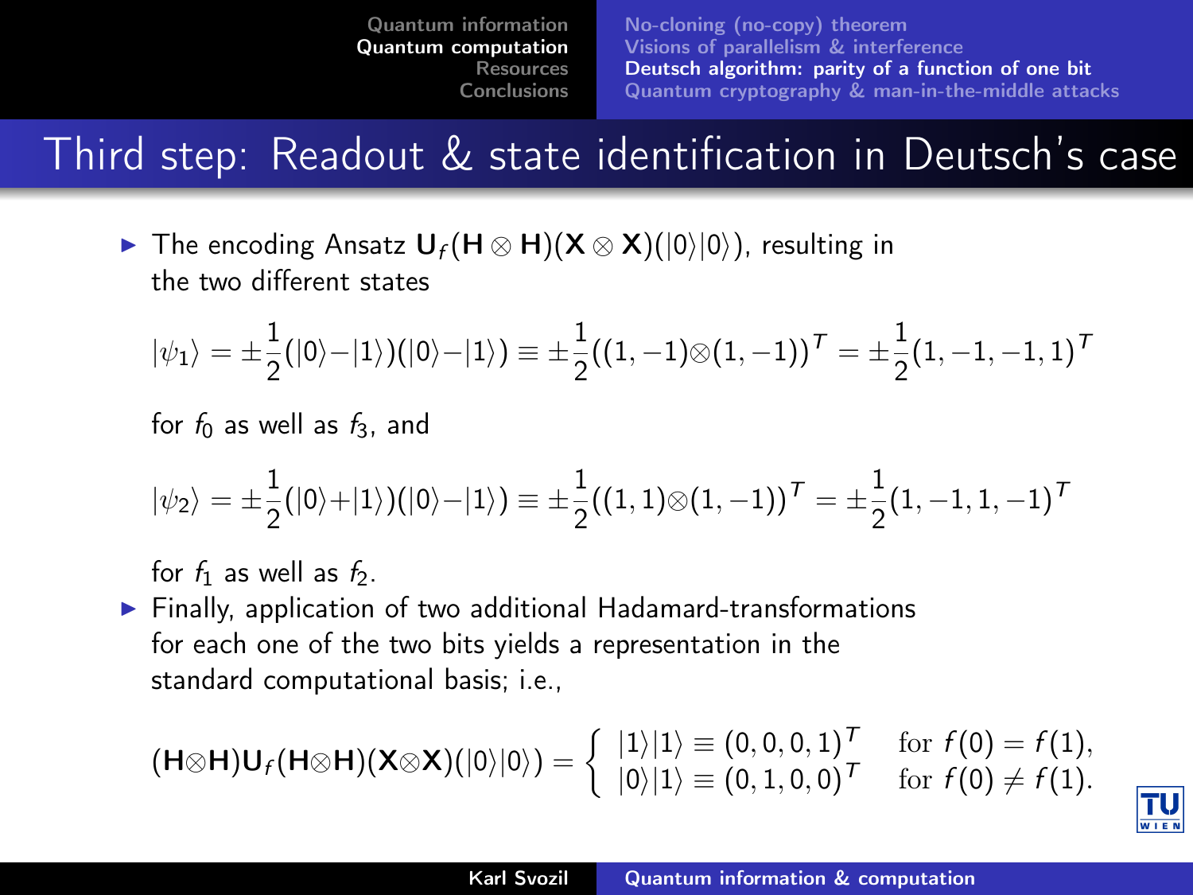# Third step: Readout & state identification in Deutsch's case

- The encoding Ansatz $\mathbf{U}_f(\mathbf{H}\otimes\mathbf{H})(\mathbf{X}\otimes\mathbf{X})(|0\rangle|0\rangle)$, resulting in the two different states

$$|\psi_1\rangle = \pm\frac{1}{2}(|0\rangle-|1\rangle)(|0\rangle-|1\rangle) \equiv \pm\frac{1}{2}((1,-1)\otimes(1,-1))^T = \pm\frac{1}{2}(1,-1,-1,1)^T$$

for $f_0$ as well as $f_3$, and

$$|\psi_2\rangle = \pm\frac{1}{2}(|0\rangle+|1\rangle)(|0\rangle-|1\rangle) \equiv \pm\frac{1}{2}((1,1)\otimes(1,-1))^T = \pm\frac{1}{2}(1,-1,1,-1)^T$$

for $f_1$ as well as $f_2$.

- Finally, application of two additional Hadamard-transformations for each one of the two bits yields a representation in the standard computational basis; i.e.,

$$(\mathbf{H}\otimes\mathbf{H})\mathbf{U}_f(\mathbf{H}\otimes\mathbf{H})(\mathbf{X}\otimes\mathbf{X})(|0\rangle|0\rangle) = \begin{cases} |1\rangle|1\rangle \equiv (0,0,0,1)^T & \text{for } f(0)=f(1), \\ |0\rangle|1\rangle \equiv (0,1,0,0)^T & \text{for } f(0)\neq f(1). \end{cases}$$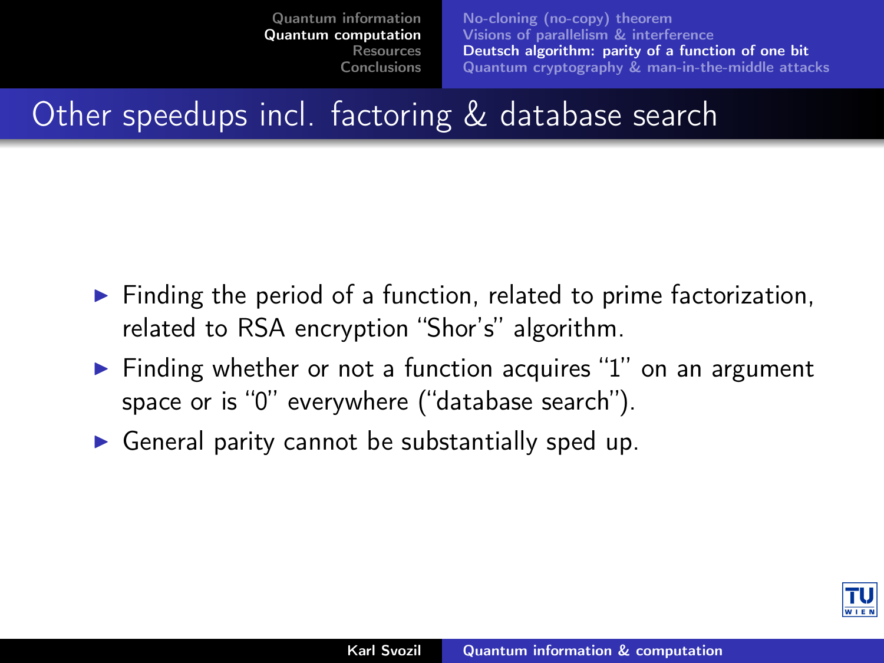# Other speedups incl. factoring & database search

- Finding the period of a function, related to prime factorization, related to RSA encryption “Shor’s” algorithm.
- Finding whether or not a function acquires “1” on an argument space or is “0” everywhere (“database search”).
- General parity cannot be substantially sped up.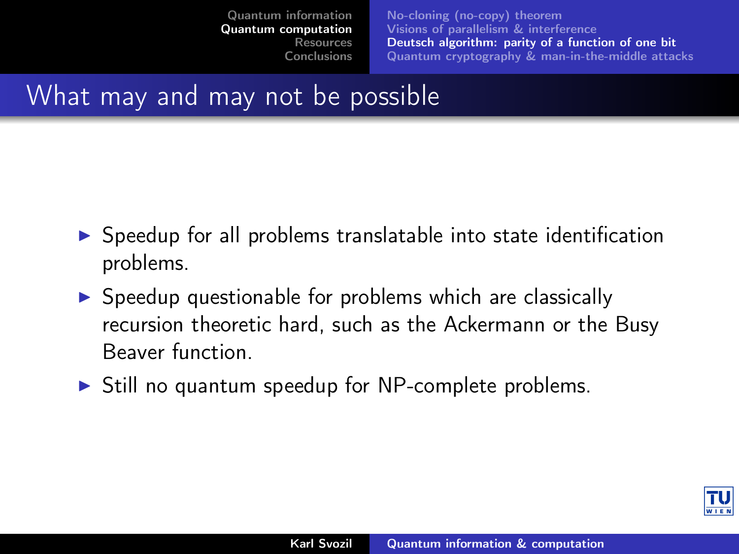## What may and may not be possible

- Speedup for all problems translatable into state identification problems.
- Speedup questionable for problems which are classically recursion theoretic hard, such as the Ackermann or the Busy Beaver function.
- Still no quantum speedup for NP-complete problems.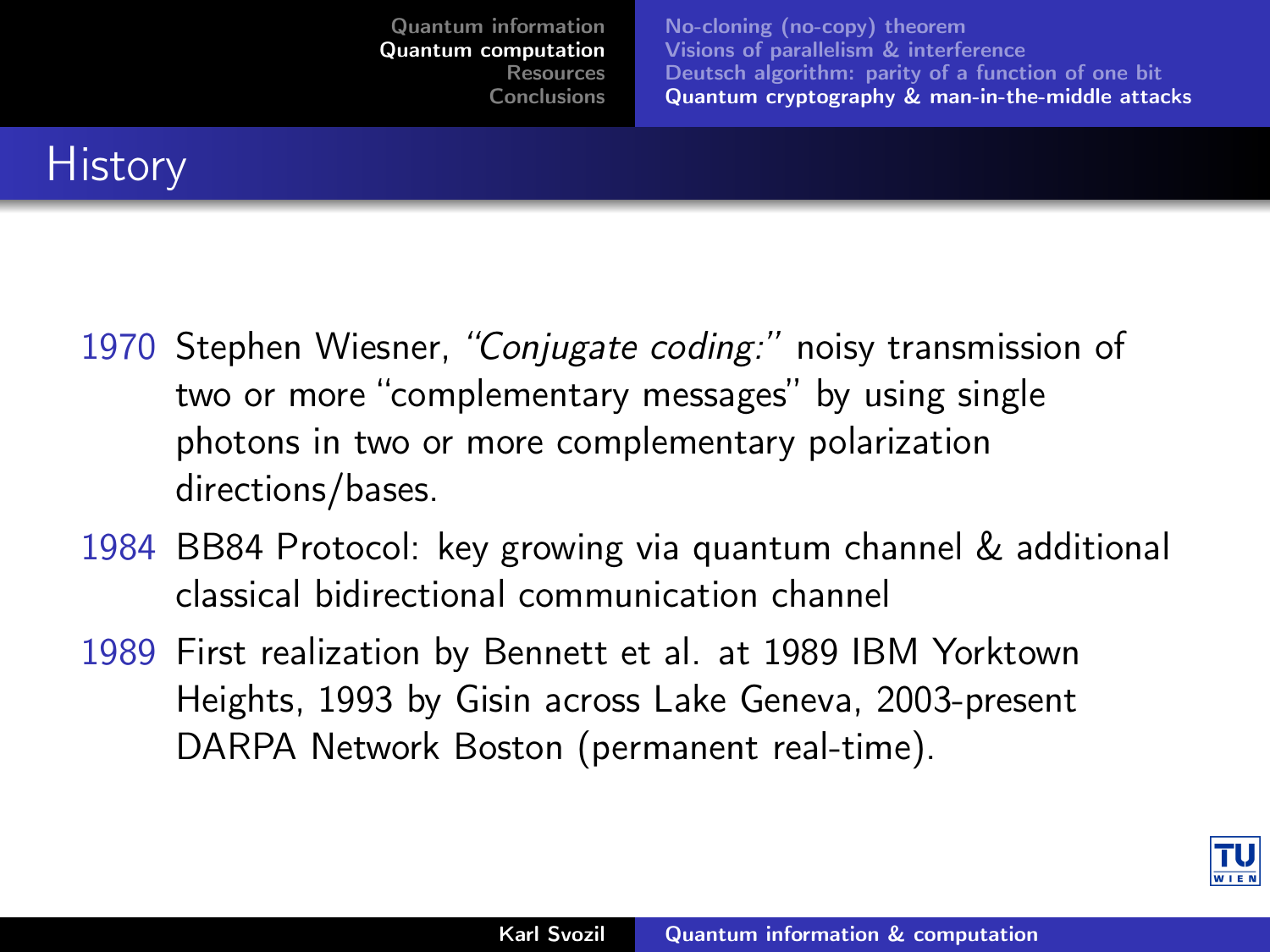# History

- **1970** Stephen Wiesner, *"Conjugate coding:"* noisy transmission of two or more "complementary messages" by using single photons in two or more complementary polarization directions/bases.
- **1984** BB84 Protocol: key growing via quantum channel & additional classical bidirectional communication channel
- **1989** First realization by Bennett et al. at 1989 IBM Yorktown Heights, 1993 by Gisin across Lake Geneva, 2003-present DARPA Network Boston (permanent real-time).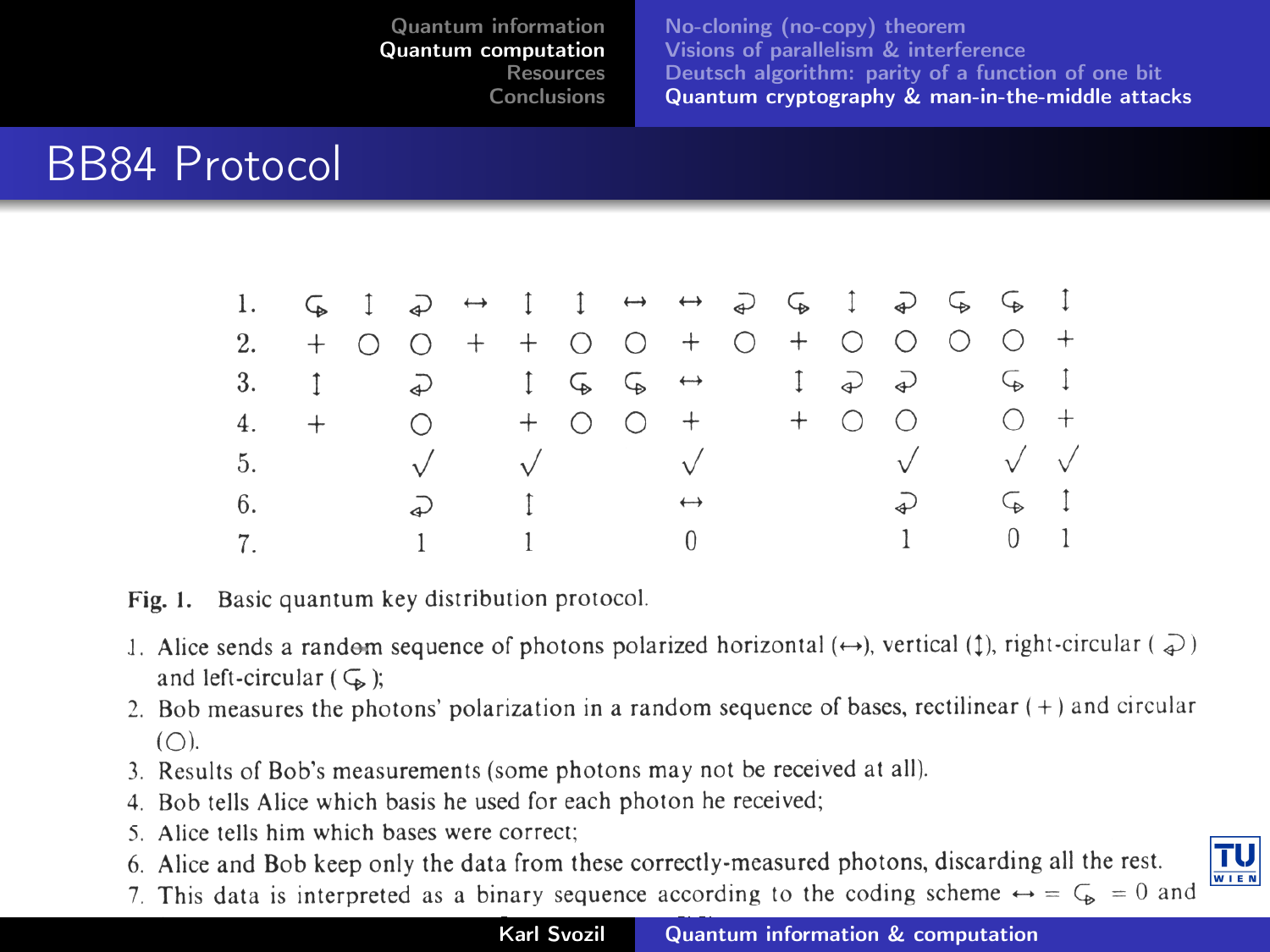# BB84 Protocol

| | | | | | | | | | | | | | | | |
|---|---|---|---|---|---|---|---|---|---|---|---|---|---|---|---|
| 1. | ↺ | ↕ | ↻ | ↔ | ↕ | ↕ | ↔ | ↔ | ↻ | ↺ | ↕ | ↻ | ↺ | ↺ | ↕ |
| 2. | + | ○ | ○ | + | + | ○ | ○ | + | ○ | + | ○ | ○ | ○ | ○ | + |
| 3. | ↕ | | ↻ | | ↕ | ↺ | ↺ | ↔ | | ↕ | ↻ | ↻ | | ↺ | ↕ |
| 4. | + | | ○ | | + | ○ | ○ | + | | + | ○ | ○ | | ○ | + |
| 5. | | | √ | | √ | | | √ | | | | √ | | √ | √ |
| 6. | | | ↻ | | ↕ | | | ↔ | | | | ↻ | | ↺ | ↕ |
| 7. | | | 1 | | 1 | | | 0 | | | | 1 | | 0 | 1 |

**Fig. 1.** Basic quantum key distribution protocol.

1. Alice sends a random sequence of photons polarized horizontal (↔), vertical (↕), right-circular (↻) and left-circular (↺);
2. Bob measures the photons' polarization in a random sequence of bases, rectilinear (+) and circular (○).
3. Results of Bob's measurements (some photons may not be received at all).
4. Bob tells Alice which basis he used for each photon he received;
5. Alice tells him which bases were correct;
6. Alice and Bob keep only the data from these correctly-measured photons, discarding all the rest.
7. This data is interpreted as a binary sequence according to the coding scheme ↔ = ↺ = 0 and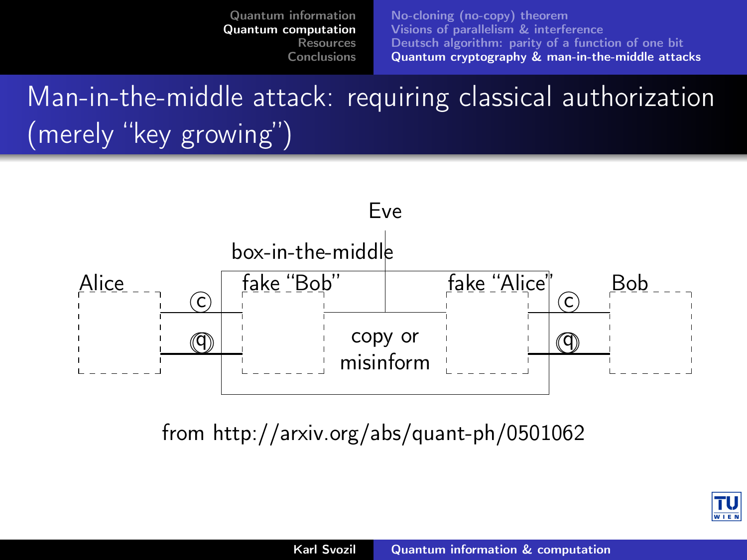# Man-in-the-middle attack: requiring classical authorization (merely "key growing")

Eve

box-in-the-middle

Alice | fake "Bob" | copy or misinform | fake "Alice" | Bob

c

q

from http://arxiv.org/abs/quant-ph/0501062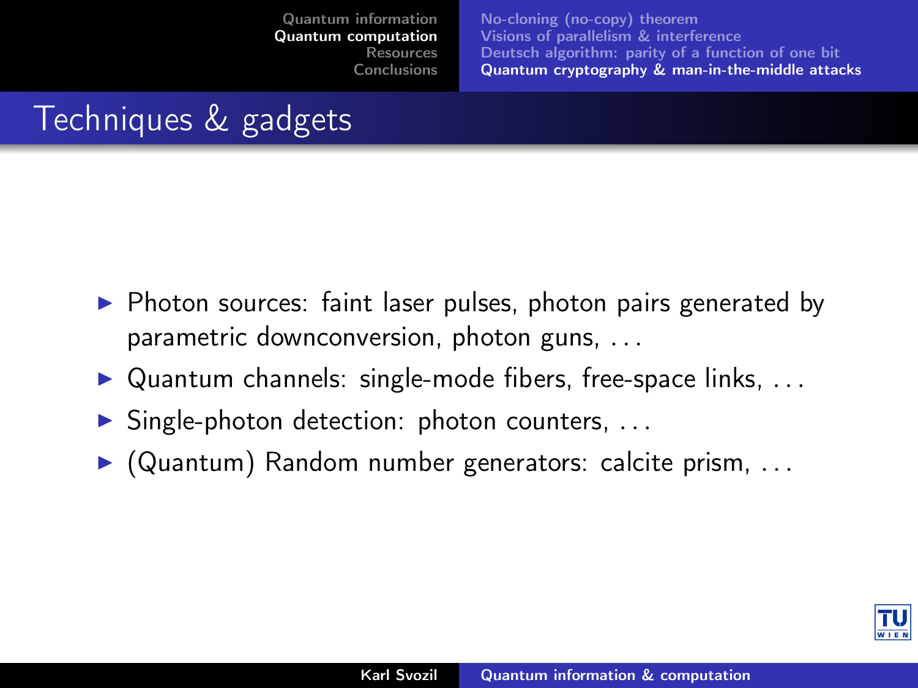# Techniques & gadgets

- Photon sources: faint laser pulses, photon pairs generated by parametric downconversion, photon guns, ...
- Quantum channels: single-mode fibers, free-space links, ...
- Single-photon detection: photon counters, ...
- (Quantum) Random number generators: calcite prism, ...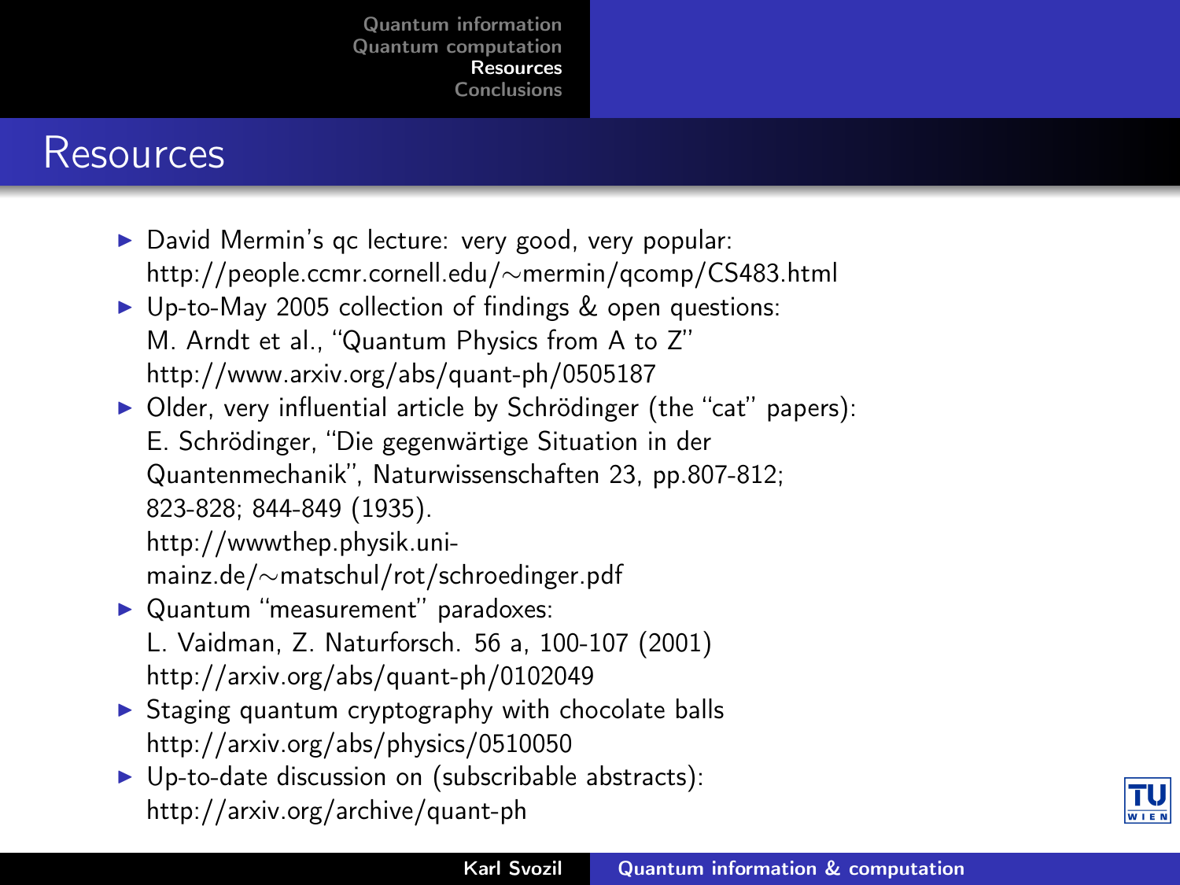## Resources

- David Mermin's qc lecture: very good, very popular: http://people.ccmr.cornell.edu/∼mermin/qcomp/CS483.html
- Up-to-May 2005 collection of findings & open questions: M. Arndt et al., "Quantum Physics from A to Z" http://www.arxiv.org/abs/quant-ph/0505187
- Older, very influential article by Schrödinger (the "cat" papers): E. Schrödinger, "Die gegenwärtige Situation in der Quantenmechanik", Naturwissenschaften 23, pp.807-812; 823-828; 844-849 (1935). http://wwwthep.physik.uni-mainz.de/∼matschul/rot/schroedinger.pdf
- Quantum "measurement" paradoxes: L. Vaidman, Z. Naturforsch. 56 a, 100-107 (2001) http://arxiv.org/abs/quant-ph/0102049
- Staging quantum cryptography with chocolate balls http://arxiv.org/abs/physics/0510050
- Up-to-date discussion on (subscribable abstracts): http://arxiv.org/archive/quant-ph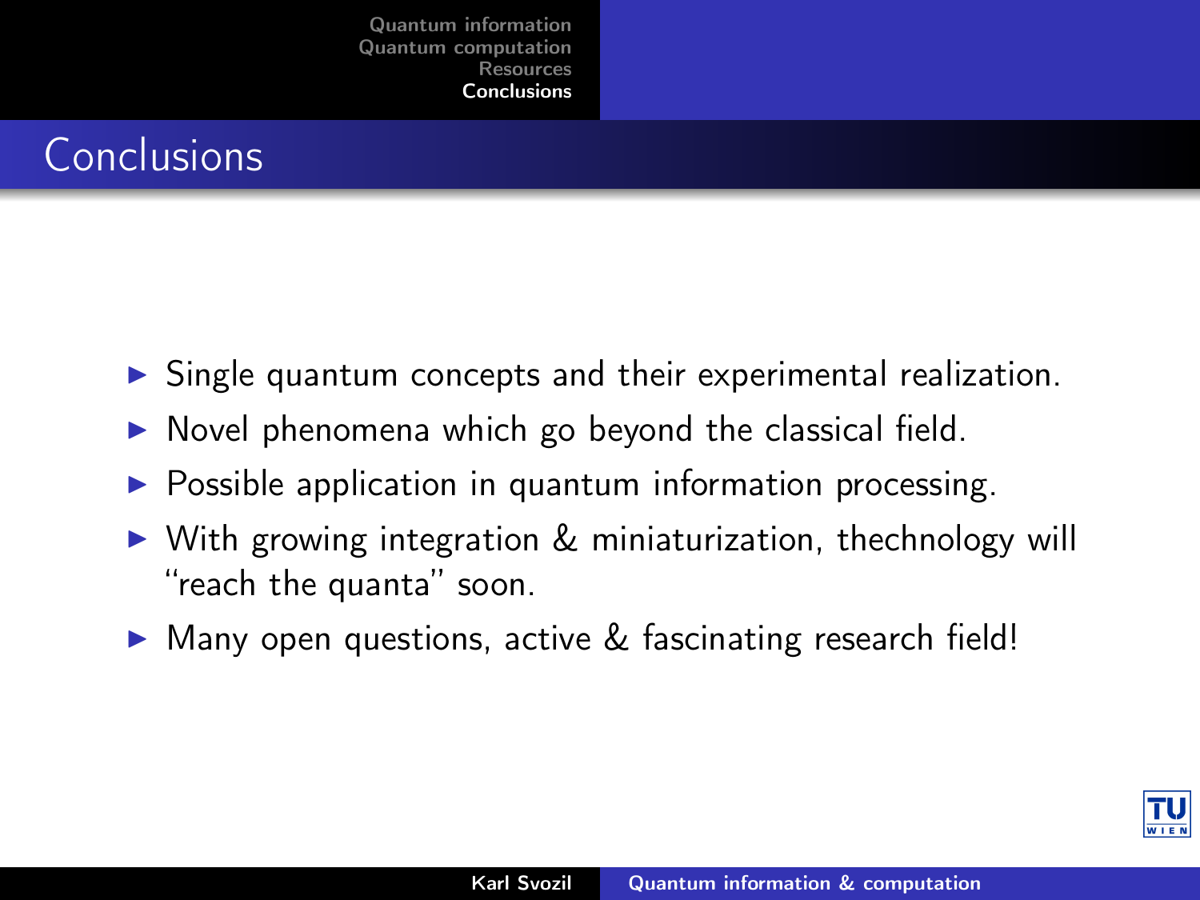# Conclusions

- Single quantum concepts and their experimental realization.
- Novel phenomena which go beyond the classical field.
- Possible application in quantum information processing.
- With growing integration & miniaturization, thechnology will "reach the quanta" soon.
- Many open questions, active & fascinating research field!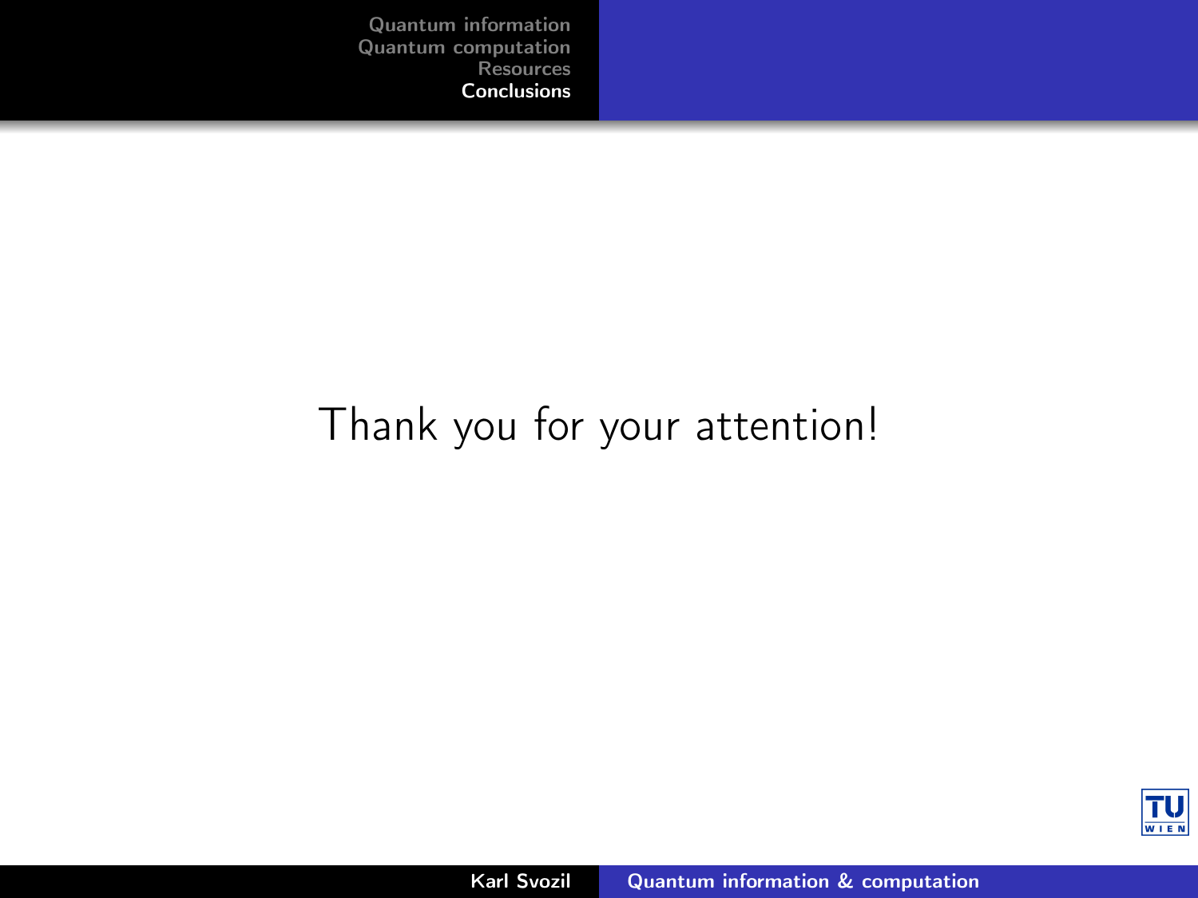Thank you for your attention!